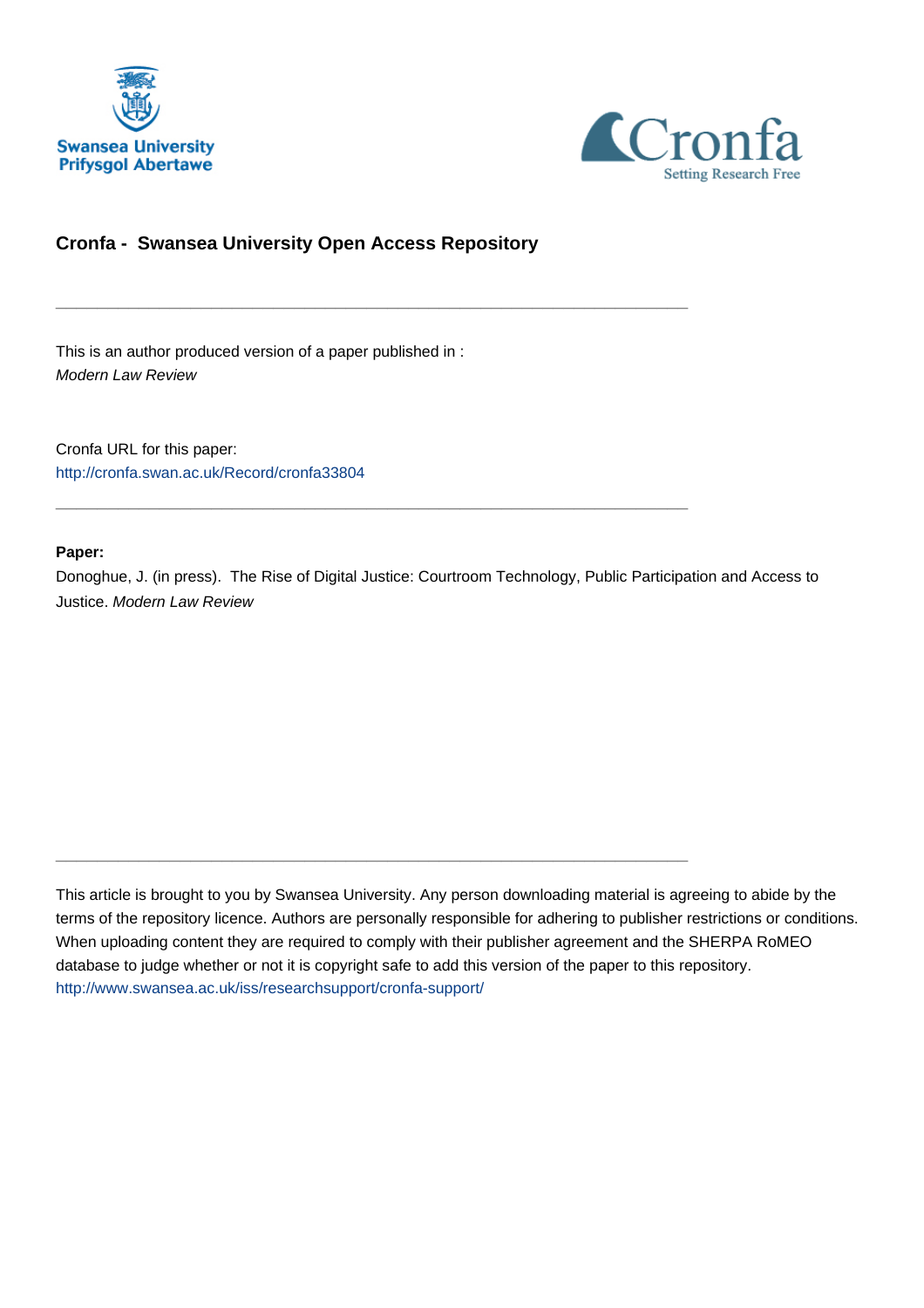Swansea University
Prifysgol Abertawe

Cronfa
Setting Research Free

## Cronfa - Swansea University Open Access Repository

---

This is an author produced version of a paper published in :
*Modern Law Review*

Cronfa URL for this paper:
http://cronfa.swan.ac.uk/Record/cronfa33804

---

**Paper:**
Donoghue, J. (in press). The Rise of Digital Justice: Courtroom Technology, Public Participation and Access to Justice. *Modern Law Review*

---

This article is brought to you by Swansea University. Any person downloading material is agreeing to abide by the terms of the repository licence. Authors are personally responsible for adhering to publisher restrictions or conditions. When uploading content they are required to comply with their publisher agreement and the SHERPA RoMEO database to judge whether or not it is copyright safe to add this version of the paper to this repository.
http://www.swansea.ac.uk/iss/researchsupport/cronfa-support/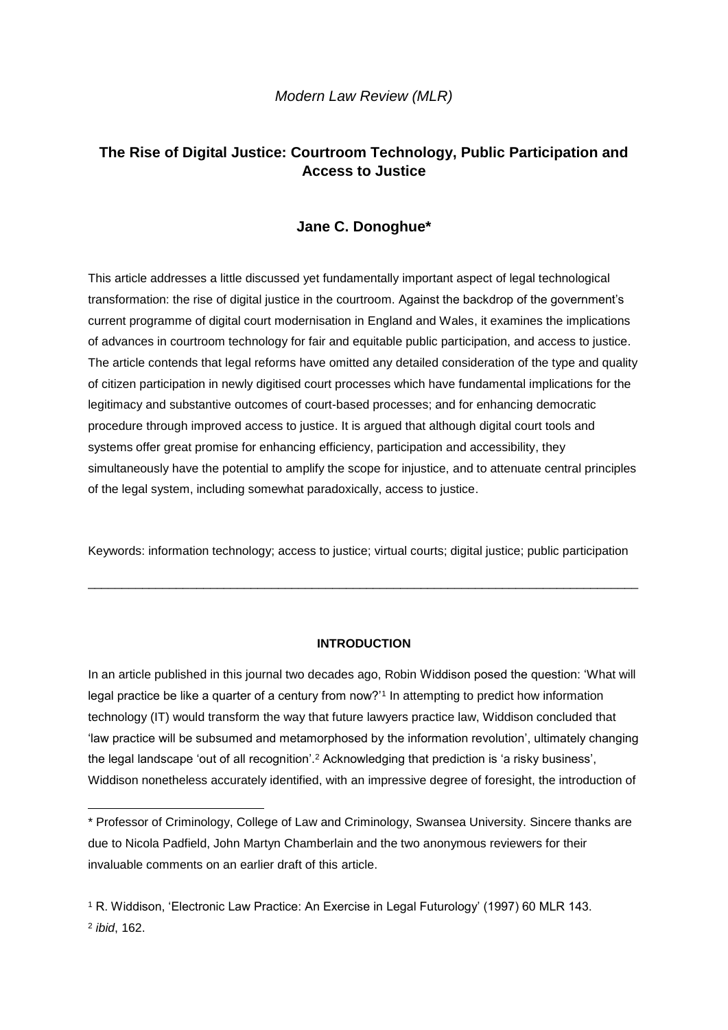*Modern Law Review (MLR)*

## The Rise of Digital Justice: Courtroom Technology, Public Participation and Access to Justice

### Jane C. Donoghue*

This article addresses a little discussed yet fundamentally important aspect of legal technological transformation: the rise of digital justice in the courtroom. Against the backdrop of the government's current programme of digital court modernisation in England and Wales, it examines the implications of advances in courtroom technology for fair and equitable public participation, and access to justice. The article contends that legal reforms have omitted any detailed consideration of the type and quality of citizen participation in newly digitised court processes which have fundamental implications for the legitimacy and substantive outcomes of court-based processes; and for enhancing democratic procedure through improved access to justice. It is argued that although digital court tools and systems offer great promise for enhancing efficiency, participation and accessibility, they simultaneously have the potential to amplify the scope for injustice, and to attenuate central principles of the legal system, including somewhat paradoxically, access to justice.

Keywords: information technology; access to justice; virtual courts; digital justice; public participation

---

#### INTRODUCTION

In an article published in this journal two decades ago, Robin Widdison posed the question: 'What will legal practice be like a quarter of a century from now?'[1] In attempting to predict how information technology (IT) would transform the way that future lawyers practice law, Widdison concluded that 'law practice will be subsumed and metamorphosed by the information revolution', ultimately changing the legal landscape 'out of all recognition'.[2] Acknowledging that prediction is 'a risky business', Widdison nonetheless accurately identified, with an impressive degree of foresight, the introduction of

---

\* Professor of Criminology, College of Law and Criminology, Swansea University. Sincere thanks are due to Nicola Padfield, John Martyn Chamberlain and the two anonymous reviewers for their invaluable comments on an earlier draft of this article.

[1] R. Widdison, 'Electronic Law Practice: An Exercise in Legal Futurology' (1997) 60 MLR 143.

[2] *ibid*, 162.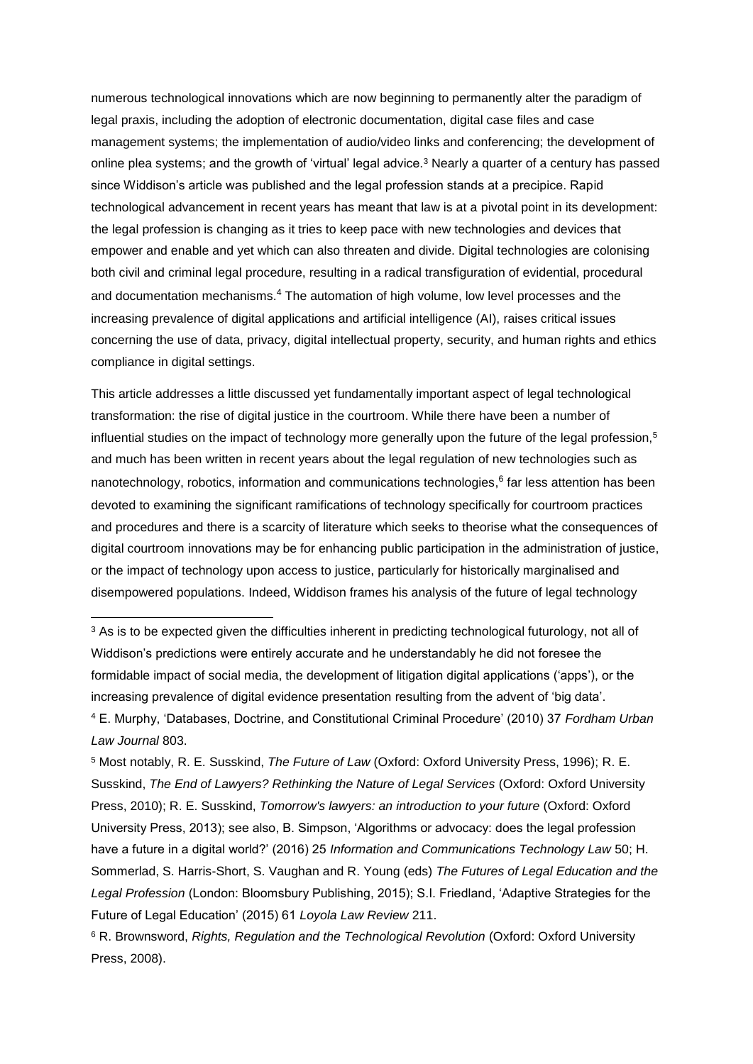numerous technological innovations which are now beginning to permanently alter the paradigm of legal praxis, including the adoption of electronic documentation, digital case files and case management systems; the implementation of audio/video links and conferencing; the development of online plea systems; and the growth of 'virtual' legal advice.[3] Nearly a quarter of a century has passed since Widdison's article was published and the legal profession stands at a precipice. Rapid technological advancement in recent years has meant that law is at a pivotal point in its development: the legal profession is changing as it tries to keep pace with new technologies and devices that empower and enable and yet which can also threaten and divide. Digital technologies are colonising both civil and criminal legal procedure, resulting in a radical transfiguration of evidential, procedural and documentation mechanisms.[4] The automation of high volume, low level processes and the increasing prevalence of digital applications and artificial intelligence (AI), raises critical issues concerning the use of data, privacy, digital intellectual property, security, and human rights and ethics compliance in digital settings.

This article addresses a little discussed yet fundamentally important aspect of legal technological transformation: the rise of digital justice in the courtroom. While there have been a number of influential studies on the impact of technology more generally upon the future of the legal profession,[5] and much has been written in recent years about the legal regulation of new technologies such as nanotechnology, robotics, information and communications technologies,[6] far less attention has been devoted to examining the significant ramifications of technology specifically for courtroom practices and procedures and there is a scarcity of literature which seeks to theorise what the consequences of digital courtroom innovations may be for enhancing public participation in the administration of justice, or the impact of technology upon access to justice, particularly for historically marginalised and disempowered populations. Indeed, Widdison frames his analysis of the future of legal technology

---

[3] As is to be expected given the difficulties inherent in predicting technological futurology, not all of Widdison's predictions were entirely accurate and he understandably he did not foresee the formidable impact of social media, the development of litigation digital applications ('apps'), or the increasing prevalence of digital evidence presentation resulting from the advent of 'big data'.

[4] E. Murphy, 'Databases, Doctrine, and Constitutional Criminal Procedure' (2010) 37 *Fordham Urban Law Journal* 803.

[5] Most notably, R. E. Susskind, *The Future of Law* (Oxford: Oxford University Press, 1996); R. E. Susskind, *The End of Lawyers? Rethinking the Nature of Legal Services* (Oxford: Oxford University Press, 2010); R. E. Susskind, *Tomorrow's lawyers: an introduction to your future* (Oxford: Oxford University Press, 2013); see also, B. Simpson, 'Algorithms or advocacy: does the legal profession have a future in a digital world?' (2016) 25 *Information and Communications Technology Law* 50; H. Sommerlad, S. Harris-Short, S. Vaughan and R. Young (eds) *The Futures of Legal Education and the Legal Profession* (London: Bloomsbury Publishing, 2015); S.I. Friedland, 'Adaptive Strategies for the Future of Legal Education' (2015) 61 *Loyola Law Review* 211.

[6] R. Brownsword, *Rights, Regulation and the Technological Revolution* (Oxford: Oxford University Press, 2008).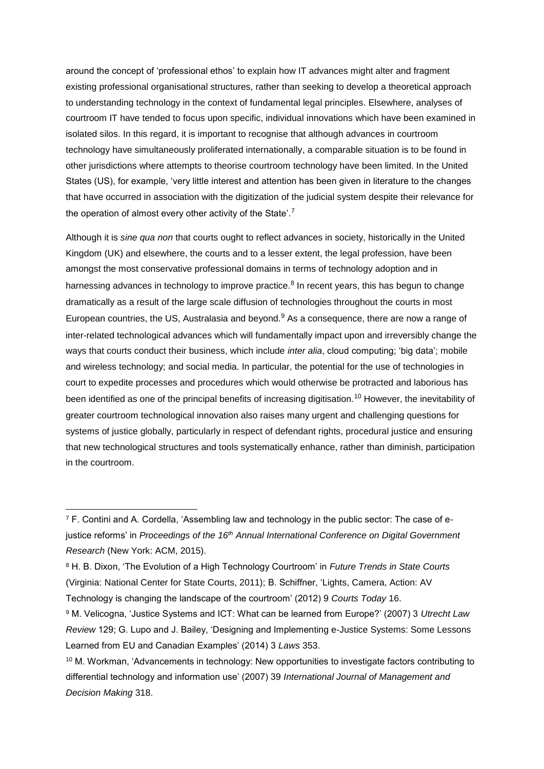around the concept of 'professional ethos' to explain how IT advances might alter and fragment existing professional organisational structures, rather than seeking to develop a theoretical approach to understanding technology in the context of fundamental legal principles. Elsewhere, analyses of courtroom IT have tended to focus upon specific, individual innovations which have been examined in isolated silos. In this regard, it is important to recognise that although advances in courtroom technology have simultaneously proliferated internationally, a comparable situation is to be found in other jurisdictions where attempts to theorise courtroom technology have been limited. In the United States (US), for example, 'very little interest and attention has been given in literature to the changes that have occurred in association with the digitization of the judicial system despite their relevance for the operation of almost every other activity of the State'.[7]

Although it is *sine qua non* that courts ought to reflect advances in society, historically in the United Kingdom (UK) and elsewhere, the courts and to a lesser extent, the legal profession, have been amongst the most conservative professional domains in terms of technology adoption and in harnessing advances in technology to improve practice.[8] In recent years, this has begun to change dramatically as a result of the large scale diffusion of technologies throughout the courts in most European countries, the US, Australasia and beyond.[9] As a consequence, there are now a range of inter-related technological advances which will fundamentally impact upon and irreversibly change the ways that courts conduct their business, which include *inter alia*, cloud computing; 'big data'; mobile and wireless technology; and social media. In particular, the potential for the use of technologies in court to expedite processes and procedures which would otherwise be protracted and laborious has been identified as one of the principal benefits of increasing digitisation.[10] However, the inevitability of greater courtroom technological innovation also raises many urgent and challenging questions for systems of justice globally, particularly in respect of defendant rights, procedural justice and ensuring that new technological structures and tools systematically enhance, rather than diminish, participation in the courtroom.

[7] F. Contini and A. Cordella, 'Assembling law and technology in the public sector: The case of e-justice reforms' in *Proceedings of the 16th Annual International Conference on Digital Government Research* (New York: ACM, 2015).

[8] H. B. Dixon, 'The Evolution of a High Technology Courtroom' in *Future Trends in State Courts* (Virginia: National Center for State Courts, 2011); B. Schiffner, 'Lights, Camera, Action: AV Technology is changing the landscape of the courtroom' (2012) 9 *Courts Today* 16.

[9] M. Velicogna, 'Justice Systems and ICT: What can be learned from Europe?' (2007) 3 *Utrecht Law Review* 129; G. Lupo and J. Bailey, 'Designing and Implementing e-Justice Systems: Some Lessons Learned from EU and Canadian Examples' (2014) 3 *Laws* 353.

[10] M. Workman, 'Advancements in technology: New opportunities to investigate factors contributing to differential technology and information use' (2007) 39 *International Journal of Management and Decision Making* 318.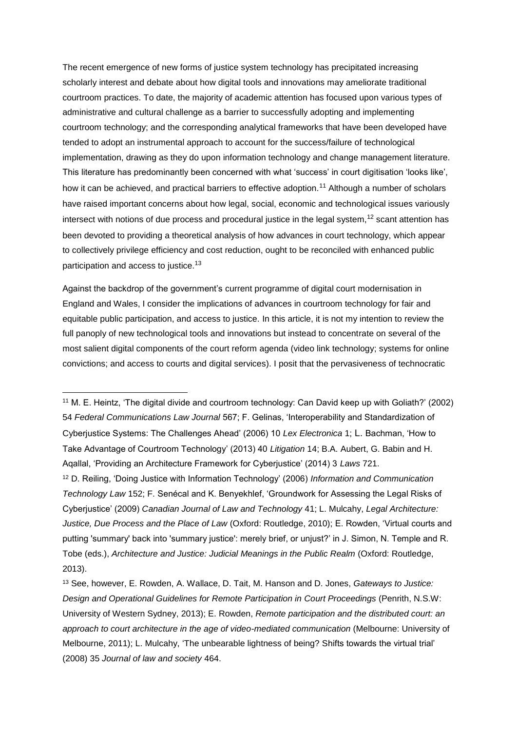The recent emergence of new forms of justice system technology has precipitated increasing scholarly interest and debate about how digital tools and innovations may ameliorate traditional courtroom practices. To date, the majority of academic attention has focused upon various types of administrative and cultural challenge as a barrier to successfully adopting and implementing courtroom technology; and the corresponding analytical frameworks that have been developed have tended to adopt an instrumental approach to account for the success/failure of technological implementation, drawing as they do upon information technology and change management literature. This literature has predominantly been concerned with what 'success' in court digitisation 'looks like', how it can be achieved, and practical barriers to effective adoption.[11] Although a number of scholars have raised important concerns about how legal, social, economic and technological issues variously intersect with notions of due process and procedural justice in the legal system,[12] scant attention has been devoted to providing a theoretical analysis of how advances in court technology, which appear to collectively privilege efficiency and cost reduction, ought to be reconciled with enhanced public participation and access to justice.[13]

Against the backdrop of the government's current programme of digital court modernisation in England and Wales, I consider the implications of advances in courtroom technology for fair and equitable public participation, and access to justice. In this article, it is not my intention to review the full panoply of new technological tools and innovations but instead to concentrate on several of the most salient digital components of the court reform agenda (video link technology; systems for online convictions; and access to courts and digital services). I posit that the pervasiveness of technocratic

---

[11] M. E. Heintz, 'The digital divide and courtroom technology: Can David keep up with Goliath?' (2002) 54 *Federal Communications Law Journal* 567; F. Gelinas, 'Interoperability and Standardization of Cyberjustice Systems: The Challenges Ahead' (2006) 10 *Lex Electronica* 1; L. Bachman, 'How to Take Advantage of Courtroom Technology' (2013) 40 *Litigation* 14; B.A. Aubert, G. Babin and H. Aqallal, 'Providing an Architecture Framework for Cyberjustice' (2014) 3 *Laws* 721.

[12] D. Reiling, 'Doing Justice with Information Technology' (2006) *Information and Communication Technology Law* 152; F. Senécal and K. Benyekhlef, 'Groundwork for Assessing the Legal Risks of Cyberjustice' (2009) *Canadian Journal of Law and Technology* 41; L. Mulcahy, *Legal Architecture: Justice, Due Process and the Place of Law* (Oxford: Routledge, 2010); E. Rowden, 'Virtual courts and putting 'summary' back into 'summary justice': merely brief, or unjust?' in J. Simon, N. Temple and R. Tobe (eds.), *Architecture and Justice: Judicial Meanings in the Public Realm* (Oxford: Routledge, 2013).

[13] See, however, E. Rowden, A. Wallace, D. Tait, M. Hanson and D. Jones, *Gateways to Justice: Design and Operational Guidelines for Remote Participation in Court Proceedings* (Penrith, N.S.W: University of Western Sydney, 2013); E. Rowden, *Remote participation and the distributed court: an approach to court architecture in the age of video-mediated communication* (Melbourne: University of Melbourne, 2011); L. Mulcahy, 'The unbearable lightness of being? Shifts towards the virtual trial' (2008) 35 *Journal of law and society* 464.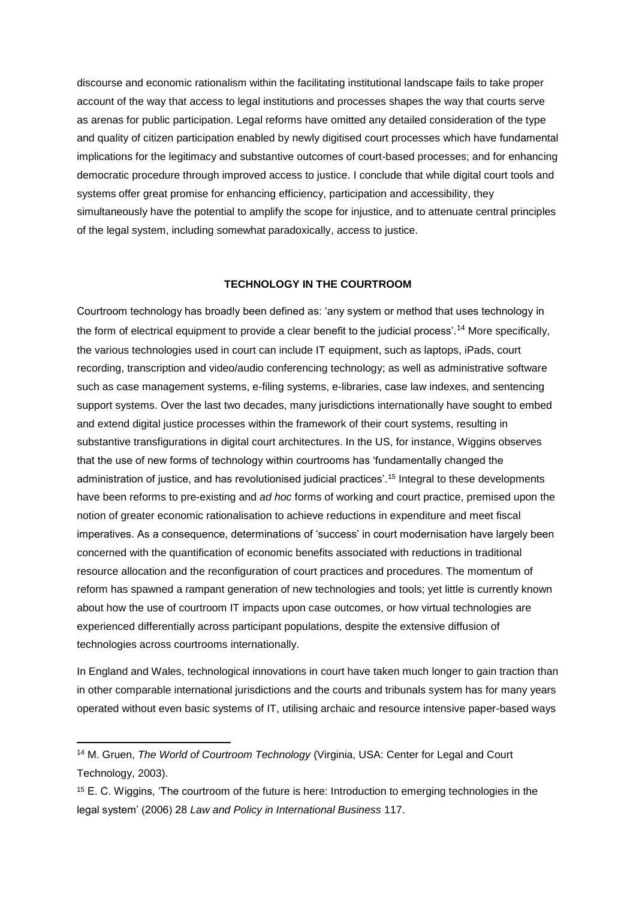discourse and economic rationalism within the facilitating institutional landscape fails to take proper account of the way that access to legal institutions and processes shapes the way that courts serve as arenas for public participation. Legal reforms have omitted any detailed consideration of the type and quality of citizen participation enabled by newly digitised court processes which have fundamental implications for the legitimacy and substantive outcomes of court-based processes; and for enhancing democratic procedure through improved access to justice. I conclude that while digital court tools and systems offer great promise for enhancing efficiency, participation and accessibility, they simultaneously have the potential to amplify the scope for injustice, and to attenuate central principles of the legal system, including somewhat paradoxically, access to justice.

## TECHNOLOGY IN THE COURTROOM

Courtroom technology has broadly been defined as: 'any system or method that uses technology in the form of electrical equipment to provide a clear benefit to the judicial process'.[14] More specifically, the various technologies used in court can include IT equipment, such as laptops, iPads, court recording, transcription and video/audio conferencing technology; as well as administrative software such as case management systems, e-filing systems, e-libraries, case law indexes, and sentencing support systems. Over the last two decades, many jurisdictions internationally have sought to embed and extend digital justice processes within the framework of their court systems, resulting in substantive transfigurations in digital court architectures. In the US, for instance, Wiggins observes that the use of new forms of technology within courtrooms has 'fundamentally changed the administration of justice, and has revolutionised judicial practices'.[15] Integral to these developments have been reforms to pre-existing and *ad hoc* forms of working and court practice, premised upon the notion of greater economic rationalisation to achieve reductions in expenditure and meet fiscal imperatives. As a consequence, determinations of 'success' in court modernisation have largely been concerned with the quantification of economic benefits associated with reductions in traditional resource allocation and the reconfiguration of court practices and procedures. The momentum of reform has spawned a rampant generation of new technologies and tools; yet little is currently known about how the use of courtroom IT impacts upon case outcomes, or how virtual technologies are experienced differentially across participant populations, despite the extensive diffusion of technologies across courtrooms internationally.

In England and Wales, technological innovations in court have taken much longer to gain traction than in other comparable international jurisdictions and the courts and tribunals system has for many years operated without even basic systems of IT, utilising archaic and resource intensive paper-based ways

[14] M. Gruen, *The World of Courtroom Technology* (Virginia, USA: Center for Legal and Court Technology, 2003).

[15] E. C. Wiggins, 'The courtroom of the future is here: Introduction to emerging technologies in the legal system' (2006) 28 *Law and Policy in International Business* 117.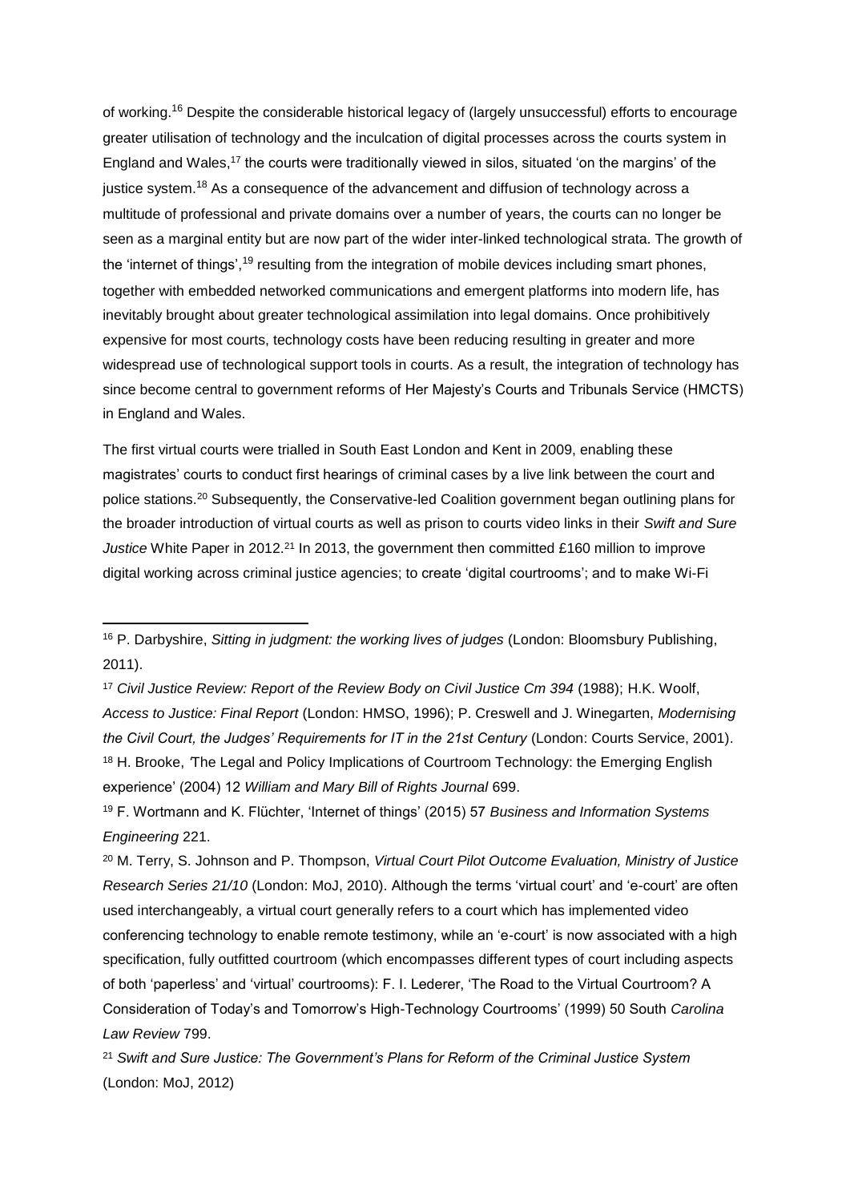of working.[16] Despite the considerable historical legacy of (largely unsuccessful) efforts to encourage greater utilisation of technology and the inculcation of digital processes across the courts system in England and Wales,[17] the courts were traditionally viewed in silos, situated 'on the margins' of the justice system.[18] As a consequence of the advancement and diffusion of technology across a multitude of professional and private domains over a number of years, the courts can no longer be seen as a marginal entity but are now part of the wider inter-linked technological strata. The growth of the 'internet of things',[19] resulting from the integration of mobile devices including smart phones, together with embedded networked communications and emergent platforms into modern life, has inevitably brought about greater technological assimilation into legal domains. Once prohibitively expensive for most courts, technology costs have been reducing resulting in greater and more widespread use of technological support tools in courts. As a result, the integration of technology has since become central to government reforms of Her Majesty's Courts and Tribunals Service (HMCTS) in England and Wales.

The first virtual courts were trialled in South East London and Kent in 2009, enabling these magistrates' courts to conduct first hearings of criminal cases by a live link between the court and police stations.[20] Subsequently, the Conservative-led Coalition government began outlining plans for the broader introduction of virtual courts as well as prison to courts video links in their *Swift and Sure Justice* White Paper in 2012.[21] In 2013, the government then committed £160 million to improve digital working across criminal justice agencies; to create 'digital courtrooms'; and to make Wi-Fi

---

[16] P. Darbyshire, *Sitting in judgment: the working lives of judges* (London: Bloomsbury Publishing, 2011).

[17] *Civil Justice Review: Report of the Review Body on Civil Justice Cm 394* (1988); H.K. Woolf, *Access to Justice: Final Report* (London: HMSO, 1996); P. Creswell and J. Winegarten, *Modernising the Civil Court, the Judges' Requirements for IT in the 21st Century* (London: Courts Service, 2001).

[18] H. Brooke, 'The Legal and Policy Implications of Courtroom Technology: the Emerging English experience' (2004) 12 *William and Mary Bill of Rights Journal* 699.

[19] F. Wortmann and K. Flüchter, 'Internet of things' (2015) 57 *Business and Information Systems Engineering* 221.

[20] M. Terry, S. Johnson and P. Thompson, *Virtual Court Pilot Outcome Evaluation, Ministry of Justice Research Series 21/10* (London: MoJ, 2010). Although the terms 'virtual court' and 'e-court' are often used interchangeably, a virtual court generally refers to a court which has implemented video conferencing technology to enable remote testimony, while an 'e-court' is now associated with a high specification, fully outfitted courtroom (which encompasses different types of court including aspects of both 'paperless' and 'virtual' courtrooms): F. I. Lederer, 'The Road to the Virtual Courtroom? A Consideration of Today's and Tomorrow's High-Technology Courtrooms' (1999) 50 South *Carolina Law Review* 799.

[21] *Swift and Sure Justice: The Government's Plans for Reform of the Criminal Justice System* (London: MoJ, 2012)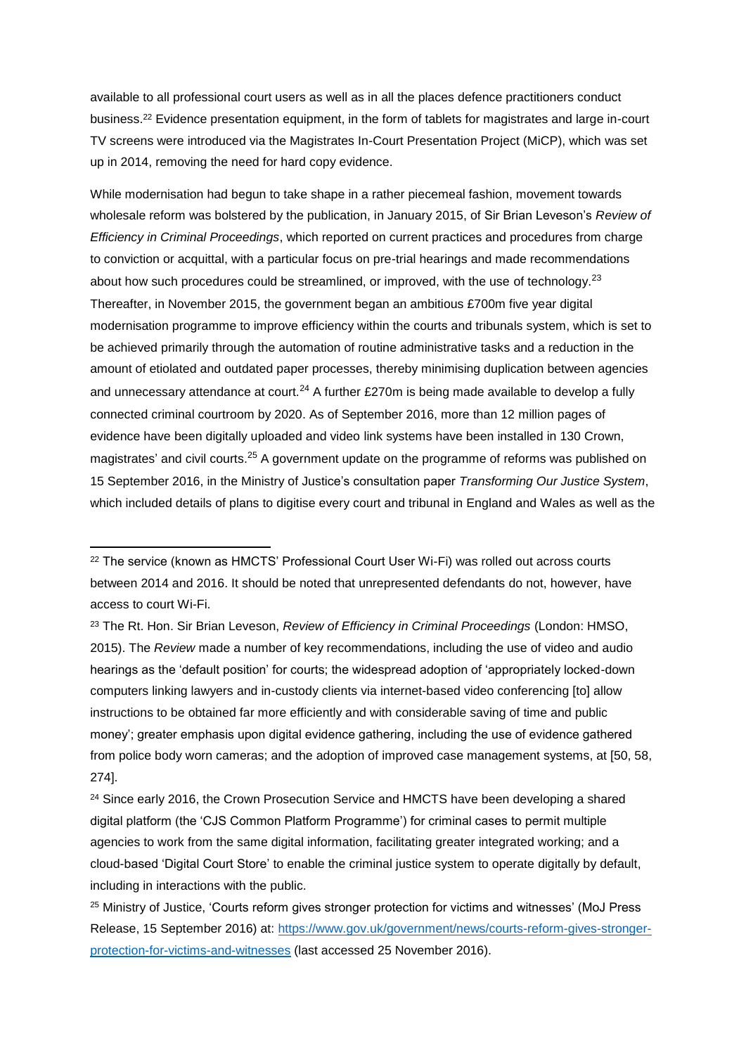available to all professional court users as well as in all the places defence practitioners conduct business.[22] Evidence presentation equipment, in the form of tablets for magistrates and large in-court TV screens were introduced via the Magistrates In-Court Presentation Project (MiCP), which was set up in 2014, removing the need for hard copy evidence.

While modernisation had begun to take shape in a rather piecemeal fashion, movement towards wholesale reform was bolstered by the publication, in January 2015, of Sir Brian Leveson's *Review of Efficiency in Criminal Proceedings*, which reported on current practices and procedures from charge to conviction or acquittal, with a particular focus on pre-trial hearings and made recommendations about how such procedures could be streamlined, or improved, with the use of technology.[23] Thereafter, in November 2015, the government began an ambitious £700m five year digital modernisation programme to improve efficiency within the courts and tribunals system, which is set to be achieved primarily through the automation of routine administrative tasks and a reduction in the amount of etiolated and outdated paper processes, thereby minimising duplication between agencies and unnecessary attendance at court.[24] A further £270m is being made available to develop a fully connected criminal courtroom by 2020. As of September 2016, more than 12 million pages of evidence have been digitally uploaded and video link systems have been installed in 130 Crown, magistrates' and civil courts.[25] A government update on the programme of reforms was published on 15 September 2016, in the Ministry of Justice's consultation paper *Transforming Our Justice System*, which included details of plans to digitise every court and tribunal in England and Wales as well as the

---

[22] The service (known as HMCTS' Professional Court User Wi-Fi) was rolled out across courts between 2014 and 2016. It should be noted that unrepresented defendants do not, however, have access to court Wi-Fi.

[23] The Rt. Hon. Sir Brian Leveson, *Review of Efficiency in Criminal Proceedings* (London: HMSO, 2015). The *Review* made a number of key recommendations, including the use of video and audio hearings as the 'default position' for courts; the widespread adoption of 'appropriately locked-down computers linking lawyers and in-custody clients via internet-based video conferencing [to] allow instructions to be obtained far more efficiently and with considerable saving of time and public money'; greater emphasis upon digital evidence gathering, including the use of evidence gathered from police body worn cameras; and the adoption of improved case management systems, at [50, 58, 274].

[24] Since early 2016, the Crown Prosecution Service and HMCTS have been developing a shared digital platform (the 'CJS Common Platform Programme') for criminal cases to permit multiple agencies to work from the same digital information, facilitating greater integrated working; and a cloud-based 'Digital Court Store' to enable the criminal justice system to operate digitally by default, including in interactions with the public.

[25] Ministry of Justice, 'Courts reform gives stronger protection for victims and witnesses' (MoJ Press Release, 15 September 2016) at: https://www.gov.uk/government/news/courts-reform-gives-stronger-protection-for-victims-and-witnesses (last accessed 25 November 2016).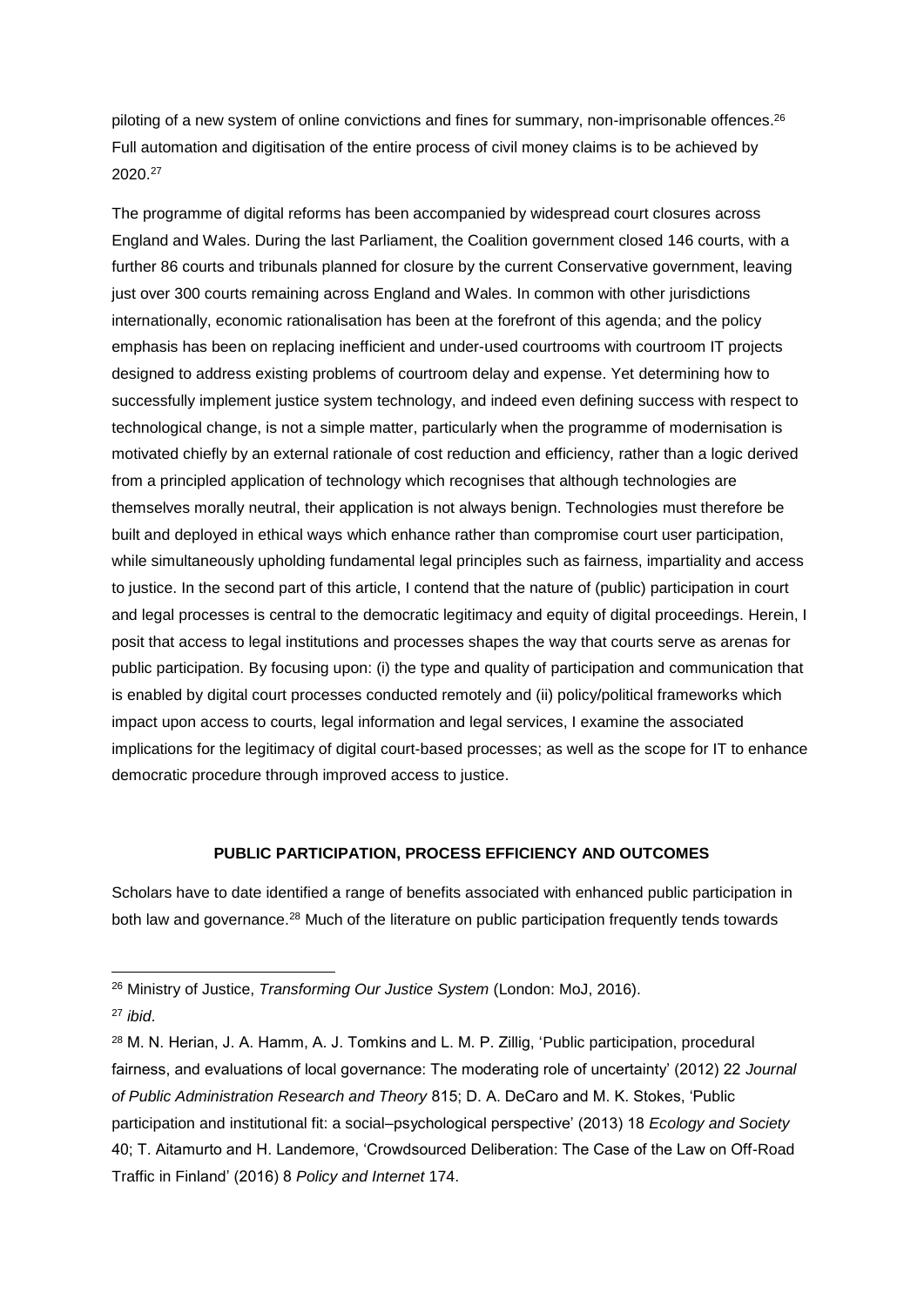piloting of a new system of online convictions and fines for summary, non-imprisonable offences.[26] Full automation and digitisation of the entire process of civil money claims is to be achieved by 2020.[27]

The programme of digital reforms has been accompanied by widespread court closures across England and Wales. During the last Parliament, the Coalition government closed 146 courts, with a further 86 courts and tribunals planned for closure by the current Conservative government, leaving just over 300 courts remaining across England and Wales. In common with other jurisdictions internationally, economic rationalisation has been at the forefront of this agenda; and the policy emphasis has been on replacing inefficient and under-used courtrooms with courtroom IT projects designed to address existing problems of courtroom delay and expense. Yet determining how to successfully implement justice system technology, and indeed even defining success with respect to technological change, is not a simple matter, particularly when the programme of modernisation is motivated chiefly by an external rationale of cost reduction and efficiency, rather than a logic derived from a principled application of technology which recognises that although technologies are themselves morally neutral, their application is not always benign. Technologies must therefore be built and deployed in ethical ways which enhance rather than compromise court user participation, while simultaneously upholding fundamental legal principles such as fairness, impartiality and access to justice. In the second part of this article, I contend that the nature of (public) participation in court and legal processes is central to the democratic legitimacy and equity of digital proceedings. Herein, I posit that access to legal institutions and processes shapes the way that courts serve as arenas for public participation. By focusing upon: (i) the type and quality of participation and communication that is enabled by digital court processes conducted remotely and (ii) policy/political frameworks which impact upon access to courts, legal information and legal services, I examine the associated implications for the legitimacy of digital court-based processes; as well as the scope for IT to enhance democratic procedure through improved access to justice.

## PUBLIC PARTICIPATION, PROCESS EFFICIENCY AND OUTCOMES

Scholars have to date identified a range of benefits associated with enhanced public participation in both law and governance.[28] Much of the literature on public participation frequently tends towards

---

[26] Ministry of Justice, *Transforming Our Justice System* (London: MoJ, 2016).

[27] *ibid*.

[28] M. N. Herian, J. A. Hamm, A. J. Tomkins and L. M. P. Zillig, 'Public participation, procedural fairness, and evaluations of local governance: The moderating role of uncertainty' (2012) 22 *Journal of Public Administration Research and Theory* 815; D. A. DeCaro and M. K. Stokes, 'Public participation and institutional fit: a social–psychological perspective' (2013) 18 *Ecology and Society* 40; T. Aitamurto and H. Landemore, 'Crowdsourced Deliberation: The Case of the Law on Off-Road Traffic in Finland' (2016) 8 *Policy and Internet* 174.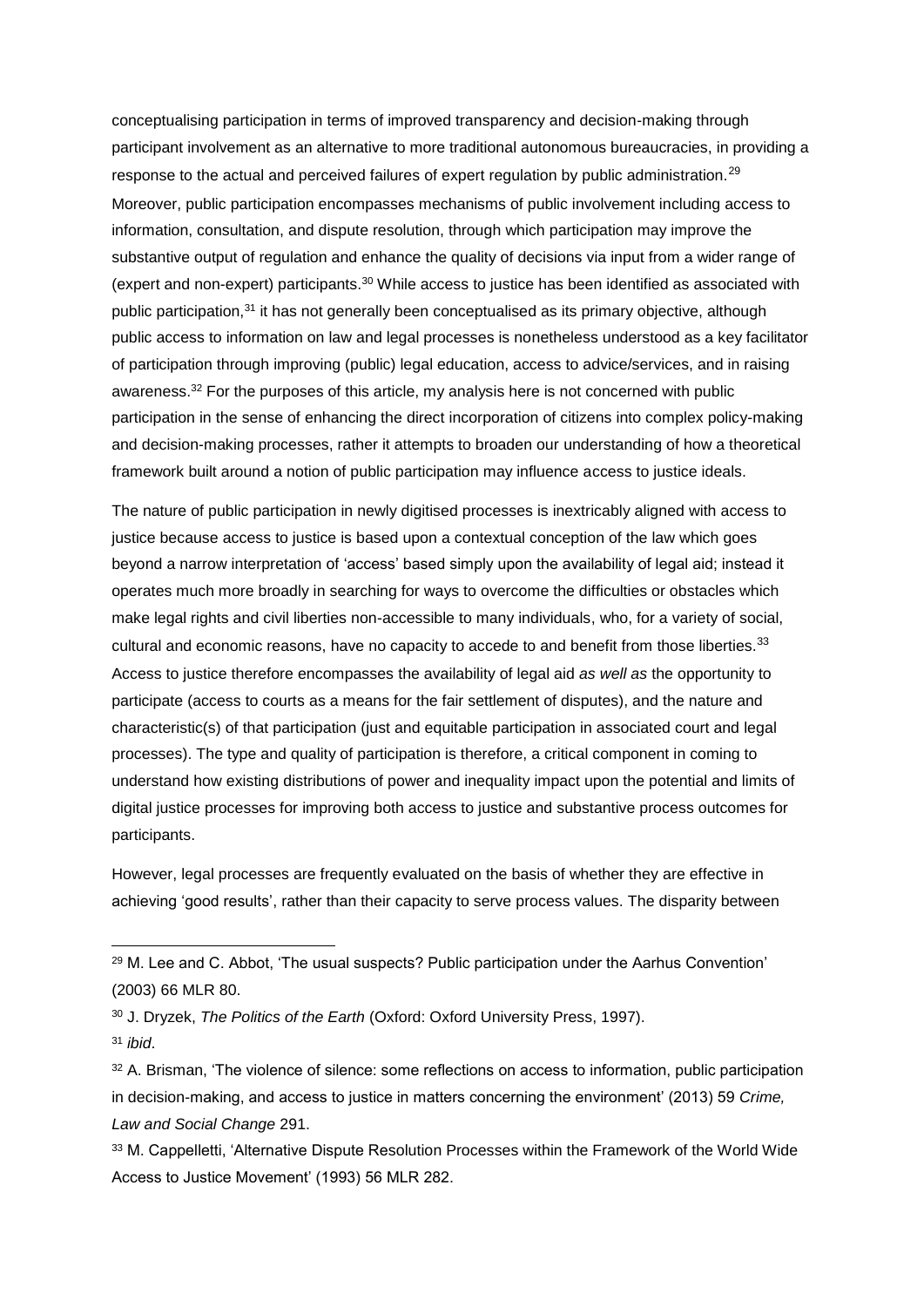conceptualising participation in terms of improved transparency and decision-making through participant involvement as an alternative to more traditional autonomous bureaucracies, in providing a response to the actual and perceived failures of expert regulation by public administration.[29] Moreover, public participation encompasses mechanisms of public involvement including access to information, consultation, and dispute resolution, through which participation may improve the substantive output of regulation and enhance the quality of decisions via input from a wider range of (expert and non-expert) participants.[30] While access to justice has been identified as associated with public participation,[31] it has not generally been conceptualised as its primary objective, although public access to information on law and legal processes is nonetheless understood as a key facilitator of participation through improving (public) legal education, access to advice/services, and in raising awareness.[32] For the purposes of this article, my analysis here is not concerned with public participation in the sense of enhancing the direct incorporation of citizens into complex policy-making and decision-making processes, rather it attempts to broaden our understanding of how a theoretical framework built around a notion of public participation may influence access to justice ideals.

The nature of public participation in newly digitised processes is inextricably aligned with access to justice because access to justice is based upon a contextual conception of the law which goes beyond a narrow interpretation of 'access' based simply upon the availability of legal aid; instead it operates much more broadly in searching for ways to overcome the difficulties or obstacles which make legal rights and civil liberties non-accessible to many individuals, who, for a variety of social, cultural and economic reasons, have no capacity to accede to and benefit from those liberties.[33] Access to justice therefore encompasses the availability of legal aid *as well as* the opportunity to participate (access to courts as a means for the fair settlement of disputes), and the nature and characteristic(s) of that participation (just and equitable participation in associated court and legal processes). The type and quality of participation is therefore, a critical component in coming to understand how existing distributions of power and inequality impact upon the potential and limits of digital justice processes for improving both access to justice and substantive process outcomes for participants.

However, legal processes are frequently evaluated on the basis of whether they are effective in achieving 'good results', rather than their capacity to serve process values. The disparity between

---

[29] M. Lee and C. Abbot, 'The usual suspects? Public participation under the Aarhus Convention' (2003) 66 MLR 80.

[30] J. Dryzek, *The Politics of the Earth* (Oxford: Oxford University Press, 1997).

[31] *ibid*.

[32] A. Brisman, 'The violence of silence: some reflections on access to information, public participation in decision-making, and access to justice in matters concerning the environment' (2013) 59 *Crime, Law and Social Change* 291.

[33] M. Cappelletti, 'Alternative Dispute Resolution Processes within the Framework of the World Wide Access to Justice Movement' (1993) 56 MLR 282.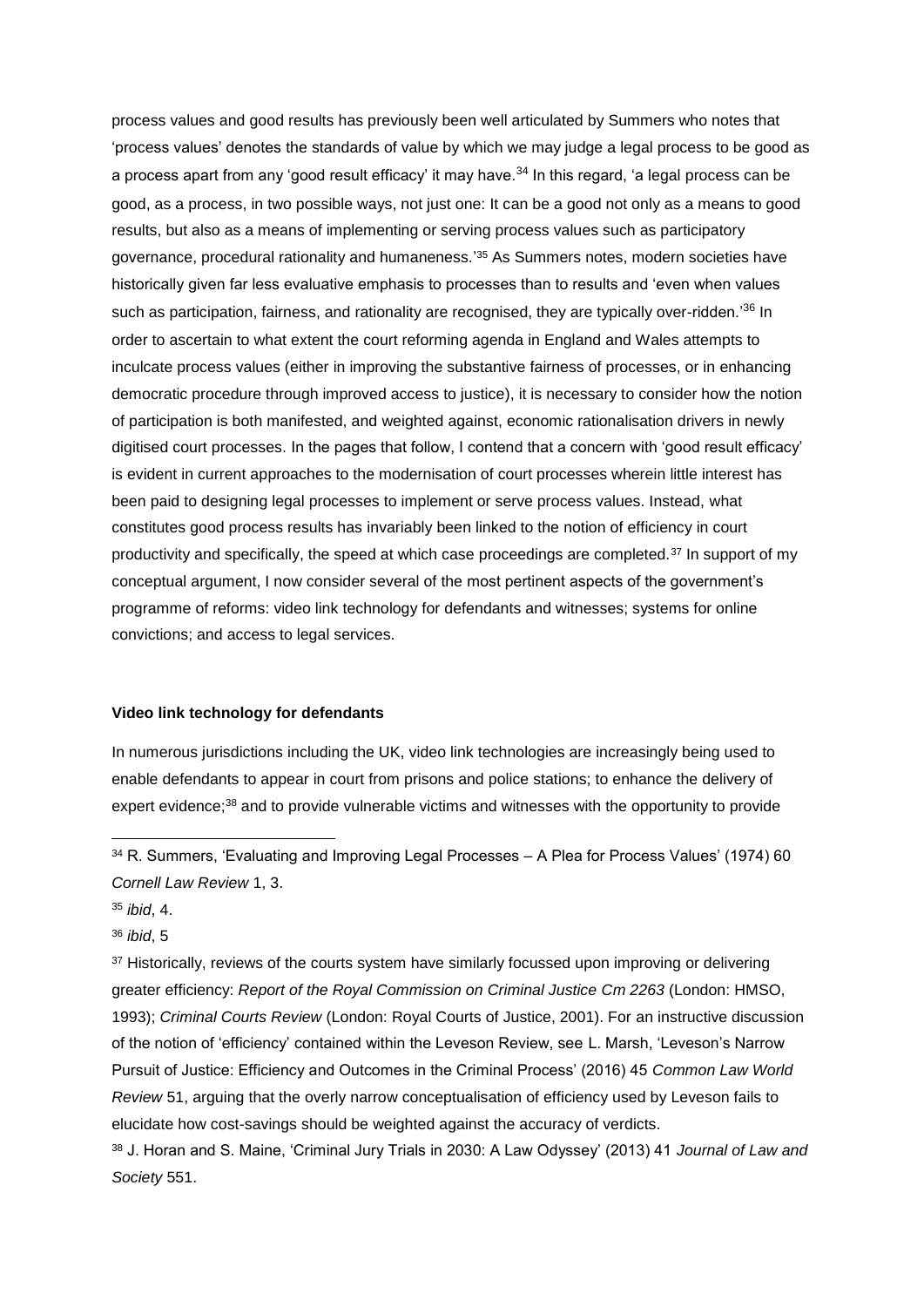process values and good results has previously been well articulated by Summers who notes that 'process values' denotes the standards of value by which we may judge a legal process to be good as a process apart from any 'good result efficacy' it may have.[34] In this regard, 'a legal process can be good, as a process, in two possible ways, not just one: It can be a good not only as a means to good results, but also as a means of implementing or serving process values such as participatory governance, procedural rationality and humaneness.'[35] As Summers notes, modern societies have historically given far less evaluative emphasis to processes than to results and 'even when values such as participation, fairness, and rationality are recognised, they are typically over-ridden.'[36] In order to ascertain to what extent the court reforming agenda in England and Wales attempts to inculcate process values (either in improving the substantive fairness of processes, or in enhancing democratic procedure through improved access to justice), it is necessary to consider how the notion of participation is both manifested, and weighted against, economic rationalisation drivers in newly digitised court processes. In the pages that follow, I contend that a concern with 'good result efficacy' is evident in current approaches to the modernisation of court processes wherein little interest has been paid to designing legal processes to implement or serve process values. Instead, what constitutes good process results has invariably been linked to the notion of efficiency in court productivity and specifically, the speed at which case proceedings are completed.[37] In support of my conceptual argument, I now consider several of the most pertinent aspects of the government's programme of reforms: video link technology for defendants and witnesses; systems for online convictions; and access to legal services.

**Video link technology for defendants**

In numerous jurisdictions including the UK, video link technologies are increasingly being used to enable defendants to appear in court from prisons and police stations; to enhance the delivery of expert evidence;[38] and to provide vulnerable victims and witnesses with the opportunity to provide

---

[34] R. Summers, 'Evaluating and Improving Legal Processes – A Plea for Process Values' (1974) 60 *Cornell Law Review* 1, 3.

[35] *ibid*, 4.

[36] *ibid*, 5

[37] Historically, reviews of the courts system have similarly focussed upon improving or delivering greater efficiency: *Report of the Royal Commission on Criminal Justice Cm 2263* (London: HMSO, 1993); *Criminal Courts Review* (London: Royal Courts of Justice, 2001). For an instructive discussion of the notion of 'efficiency' contained within the Leveson Review, see L. Marsh, 'Leveson's Narrow Pursuit of Justice: Efficiency and Outcomes in the Criminal Process' (2016) 45 *Common Law World Review* 51, arguing that the overly narrow conceptualisation of efficiency used by Leveson fails to elucidate how cost-savings should be weighted against the accuracy of verdicts.

[38] J. Horan and S. Maine, 'Criminal Jury Trials in 2030: A Law Odyssey' (2013) 41 *Journal of Law and Society* 551.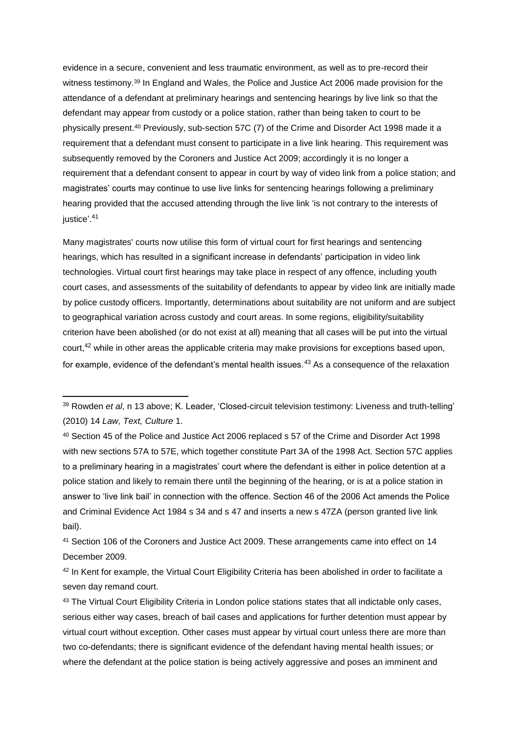evidence in a secure, convenient and less traumatic environment, as well as to pre-record their witness testimony.[39] In England and Wales, the Police and Justice Act 2006 made provision for the attendance of a defendant at preliminary hearings and sentencing hearings by live link so that the defendant may appear from custody or a police station, rather than being taken to court to be physically present.[40] Previously, sub-section 57C (7) of the Crime and Disorder Act 1998 made it a requirement that a defendant must consent to participate in a live link hearing. This requirement was subsequently removed by the Coroners and Justice Act 2009; accordingly it is no longer a requirement that a defendant consent to appear in court by way of video link from a police station; and magistrates' courts may continue to use live links for sentencing hearings following a preliminary hearing provided that the accused attending through the live link 'is not contrary to the interests of justice'.[41]

Many magistrates' courts now utilise this form of virtual court for first hearings and sentencing hearings, which has resulted in a significant increase in defendants' participation in video link technologies. Virtual court first hearings may take place in respect of any offence, including youth court cases, and assessments of the suitability of defendants to appear by video link are initially made by police custody officers. Importantly, determinations about suitability are not uniform and are subject to geographical variation across custody and court areas. In some regions, eligibility/suitability criterion have been abolished (or do not exist at all) meaning that all cases will be put into the virtual court,[42] while in other areas the applicable criteria may make provisions for exceptions based upon, for example, evidence of the defendant's mental health issues.[43] As a consequence of the relaxation

---

[39] Rowden *et al*, n 13 above; K. Leader, 'Closed-circuit television testimony: Liveness and truth-telling' (2010) 14 *Law, Text, Culture* 1.

[40] Section 45 of the Police and Justice Act 2006 replaced s 57 of the Crime and Disorder Act 1998 with new sections 57A to 57E, which together constitute Part 3A of the 1998 Act. Section 57C applies to a preliminary hearing in a magistrates' court where the defendant is either in police detention at a police station and likely to remain there until the beginning of the hearing, or is at a police station in answer to 'live link bail' in connection with the offence. Section 46 of the 2006 Act amends the Police and Criminal Evidence Act 1984 s 34 and s 47 and inserts a new s 47ZA (person granted live link bail).

[41] Section 106 of the Coroners and Justice Act 2009. These arrangements came into effect on 14 December 2009.

[42] In Kent for example, the Virtual Court Eligibility Criteria has been abolished in order to facilitate a seven day remand court.

[43] The Virtual Court Eligibility Criteria in London police stations states that all indictable only cases, serious either way cases, breach of bail cases and applications for further detention must appear by virtual court without exception. Other cases must appear by virtual court unless there are more than two co-defendants; there is significant evidence of the defendant having mental health issues; or where the defendant at the police station is being actively aggressive and poses an imminent and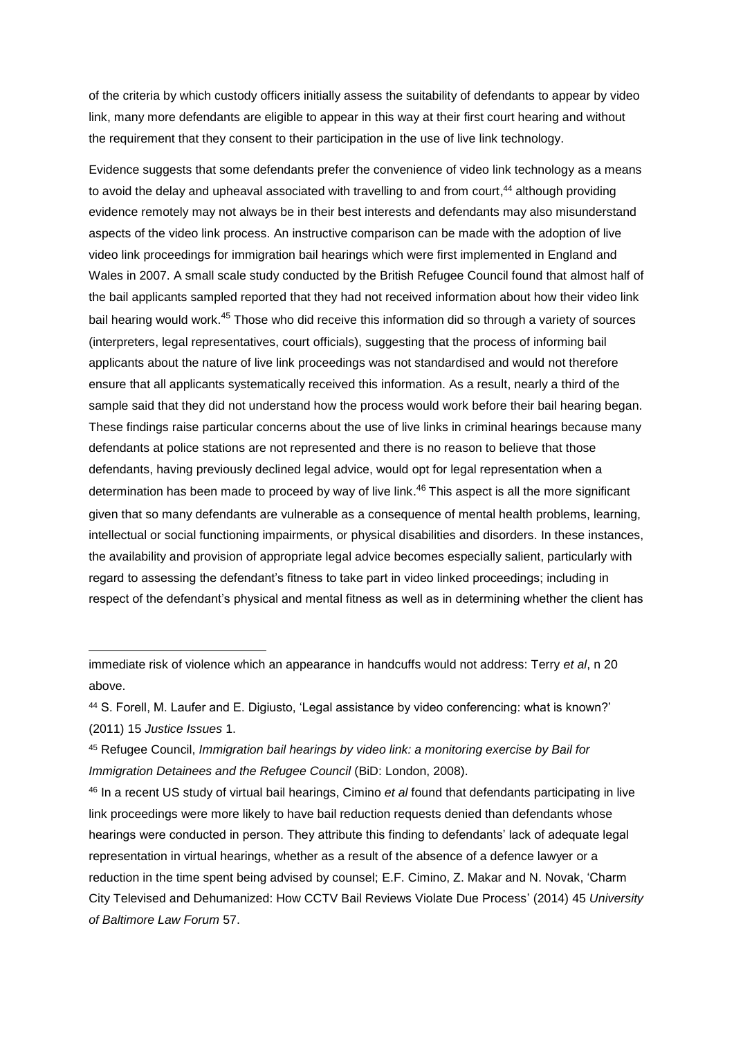of the criteria by which custody officers initially assess the suitability of defendants to appear by video link, many more defendants are eligible to appear in this way at their first court hearing and without the requirement that they consent to their participation in the use of live link technology.

Evidence suggests that some defendants prefer the convenience of video link technology as a means to avoid the delay and upheaval associated with travelling to and from court,[44] although providing evidence remotely may not always be in their best interests and defendants may also misunderstand aspects of the video link process. An instructive comparison can be made with the adoption of live video link proceedings for immigration bail hearings which were first implemented in England and Wales in 2007. A small scale study conducted by the British Refugee Council found that almost half of the bail applicants sampled reported that they had not received information about how their video link bail hearing would work.[45] Those who did receive this information did so through a variety of sources (interpreters, legal representatives, court officials), suggesting that the process of informing bail applicants about the nature of live link proceedings was not standardised and would not therefore ensure that all applicants systematically received this information. As a result, nearly a third of the sample said that they did not understand how the process would work before their bail hearing began. These findings raise particular concerns about the use of live links in criminal hearings because many defendants at police stations are not represented and there is no reason to believe that those defendants, having previously declined legal advice, would opt for legal representation when a determination has been made to proceed by way of live link.[46] This aspect is all the more significant given that so many defendants are vulnerable as a consequence of mental health problems, learning, intellectual or social functioning impairments, or physical disabilities and disorders. In these instances, the availability and provision of appropriate legal advice becomes especially salient, particularly with regard to assessing the defendant's fitness to take part in video linked proceedings; including in respect of the defendant's physical and mental fitness as well as in determining whether the client has

---

immediate risk of violence which an appearance in handcuffs would not address: Terry *et al*, n 20 above.

[44] S. Forell, M. Laufer and E. Digiusto, 'Legal assistance by video conferencing: what is known?' (2011) 15 *Justice Issues* 1.

[45] Refugee Council, *Immigration bail hearings by video link: a monitoring exercise by Bail for Immigration Detainees and the Refugee Council* (BiD: London, 2008).

[46] In a recent US study of virtual bail hearings, Cimino *et al* found that defendants participating in live link proceedings were more likely to have bail reduction requests denied than defendants whose hearings were conducted in person. They attribute this finding to defendants' lack of adequate legal representation in virtual hearings, whether as a result of the absence of a defence lawyer or a reduction in the time spent being advised by counsel; E.F. Cimino, Z. Makar and N. Novak, 'Charm City Televised and Dehumanized: How CCTV Bail Reviews Violate Due Process' (2014) 45 *University of Baltimore Law Forum* 57.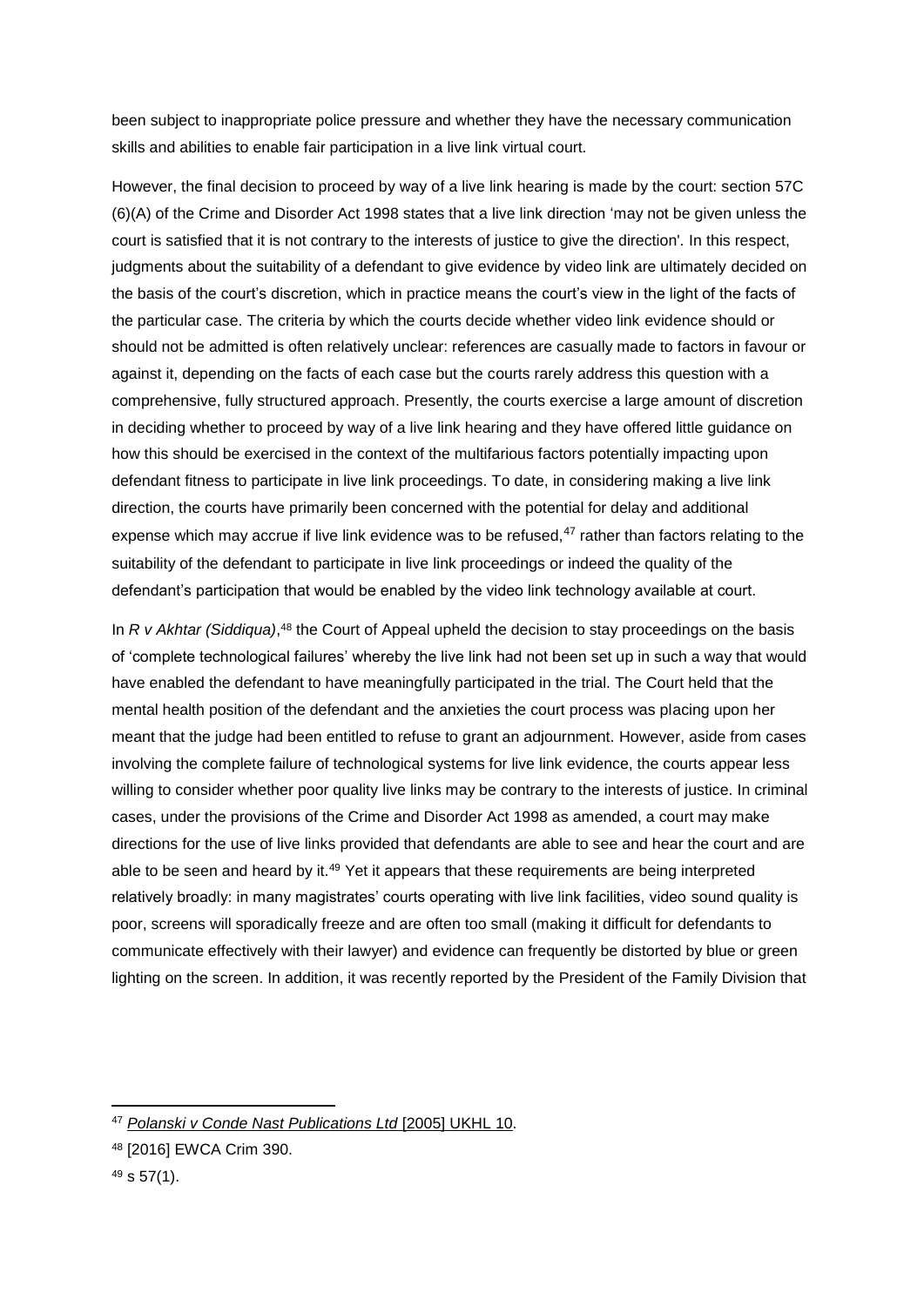been subject to inappropriate police pressure and whether they have the necessary communication skills and abilities to enable fair participation in a live link virtual court.

However, the final decision to proceed by way of a live link hearing is made by the court: section 57C (6)(A) of the Crime and Disorder Act 1998 states that a live link direction 'may not be given unless the court is satisfied that it is not contrary to the interests of justice to give the direction'. In this respect, judgments about the suitability of a defendant to give evidence by video link are ultimately decided on the basis of the court's discretion, which in practice means the court's view in the light of the facts of the particular case. The criteria by which the courts decide whether video link evidence should or should not be admitted is often relatively unclear: references are casually made to factors in favour or against it, depending on the facts of each case but the courts rarely address this question with a comprehensive, fully structured approach. Presently, the courts exercise a large amount of discretion in deciding whether to proceed by way of a live link hearing and they have offered little guidance on how this should be exercised in the context of the multifarious factors potentially impacting upon defendant fitness to participate in live link proceedings. To date, in considering making a live link direction, the courts have primarily been concerned with the potential for delay and additional expense which may accrue if live link evidence was to be refused,[47] rather than factors relating to the suitability of the defendant to participate in live link proceedings or indeed the quality of the defendant's participation that would be enabled by the video link technology available at court.

In *R v Akhtar (Siddiqua)*,[48] the Court of Appeal upheld the decision to stay proceedings on the basis of 'complete technological failures' whereby the live link had not been set up in such a way that would have enabled the defendant to have meaningfully participated in the trial. The Court held that the mental health position of the defendant and the anxieties the court process was placing upon her meant that the judge had been entitled to refuse to grant an adjournment. However, aside from cases involving the complete failure of technological systems for live link evidence, the courts appear less willing to consider whether poor quality live links may be contrary to the interests of justice. In criminal cases, under the provisions of the Crime and Disorder Act 1998 as amended, a court may make directions for the use of live links provided that defendants are able to see and hear the court and are able to be seen and heard by it.[49] Yet it appears that these requirements are being interpreted relatively broadly: in many magistrates' courts operating with live link facilities, video sound quality is poor, screens will sporadically freeze and are often too small (making it difficult for defendants to communicate effectively with their lawyer) and evidence can frequently be distorted by blue or green lighting on the screen. In addition, it was recently reported by the President of the Family Division that

---

[47] *Polanski v Conde Nast Publications Ltd* [2005] UKHL 10.

[48] [2016] EWCA Crim 390.

[49] s 57(1).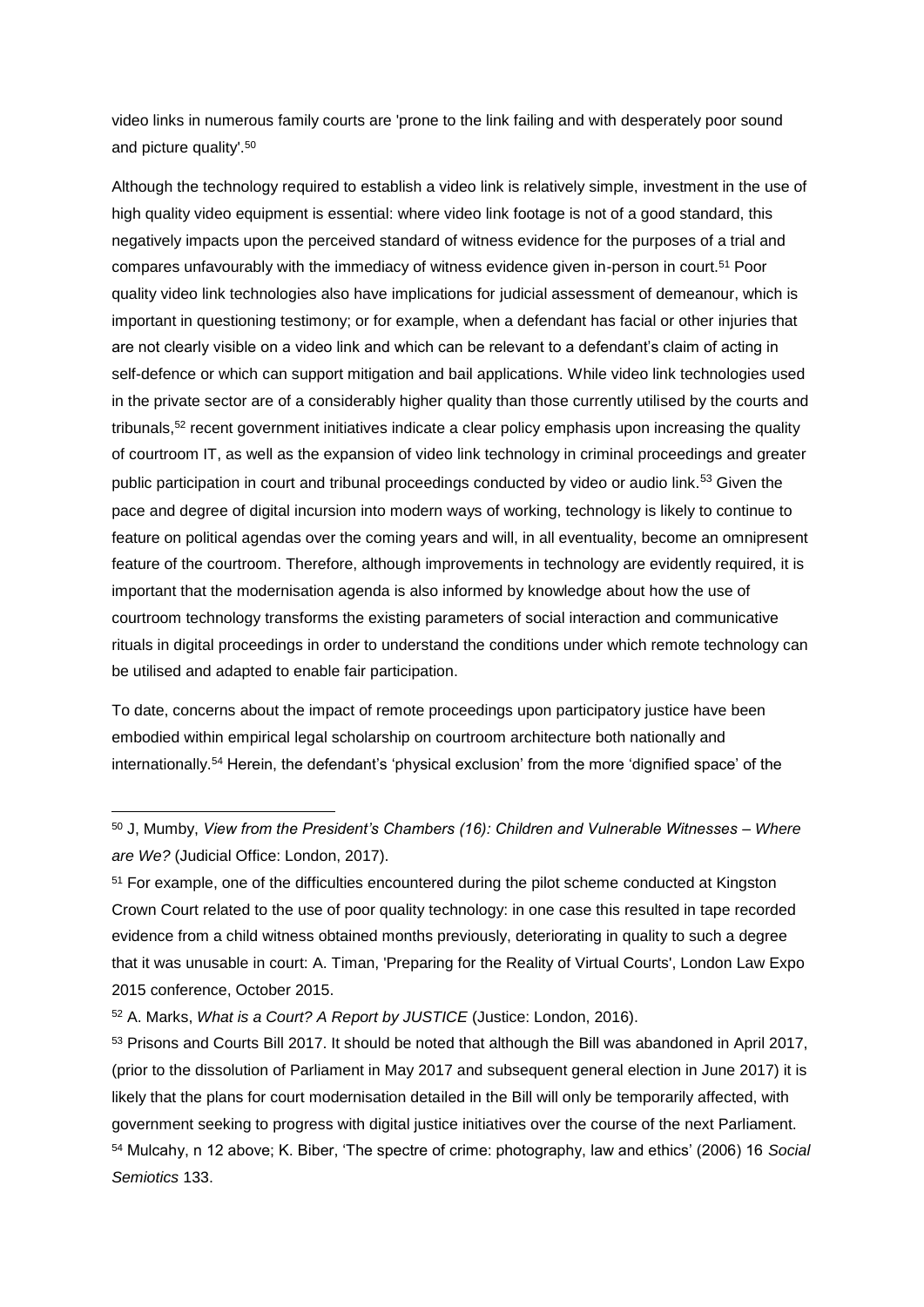video links in numerous family courts are 'prone to the link failing and with desperately poor sound and picture quality'.[50]

Although the technology required to establish a video link is relatively simple, investment in the use of high quality video equipment is essential: where video link footage is not of a good standard, this negatively impacts upon the perceived standard of witness evidence for the purposes of a trial and compares unfavourably with the immediacy of witness evidence given in-person in court.[51] Poor quality video link technologies also have implications for judicial assessment of demeanour, which is important in questioning testimony; or for example, when a defendant has facial or other injuries that are not clearly visible on a video link and which can be relevant to a defendant's claim of acting in self-defence or which can support mitigation and bail applications. While video link technologies used in the private sector are of a considerably higher quality than those currently utilised by the courts and tribunals,[52] recent government initiatives indicate a clear policy emphasis upon increasing the quality of courtroom IT, as well as the expansion of video link technology in criminal proceedings and greater public participation in court and tribunal proceedings conducted by video or audio link.[53] Given the pace and degree of digital incursion into modern ways of working, technology is likely to continue to feature on political agendas over the coming years and will, in all eventuality, become an omnipresent feature of the courtroom. Therefore, although improvements in technology are evidently required, it is important that the modernisation agenda is also informed by knowledge about how the use of courtroom technology transforms the existing parameters of social interaction and communicative rituals in digital proceedings in order to understand the conditions under which remote technology can be utilised and adapted to enable fair participation.

To date, concerns about the impact of remote proceedings upon participatory justice have been embodied within empirical legal scholarship on courtroom architecture both nationally and internationally.[54] Herein, the defendant's 'physical exclusion' from the more 'dignified space' of the

---

[50] J, Mumby, *View from the President's Chambers (16): Children and Vulnerable Witnesses – Where are We?* (Judicial Office: London, 2017).

[51] For example, one of the difficulties encountered during the pilot scheme conducted at Kingston Crown Court related to the use of poor quality technology: in one case this resulted in tape recorded evidence from a child witness obtained months previously, deteriorating in quality to such a degree that it was unusable in court: A. Timan, 'Preparing for the Reality of Virtual Courts', London Law Expo 2015 conference, October 2015.

[52] A. Marks, *What is a Court? A Report by JUSTICE* (Justice: London, 2016).

[53] Prisons and Courts Bill 2017. It should be noted that although the Bill was abandoned in April 2017, (prior to the dissolution of Parliament in May 2017 and subsequent general election in June 2017) it is likely that the plans for court modernisation detailed in the Bill will only be temporarily affected, with government seeking to progress with digital justice initiatives over the course of the next Parliament.

[54] Mulcahy, n 12 above; K. Biber, 'The spectre of crime: photography, law and ethics' (2006) 16 *Social Semiotics* 133.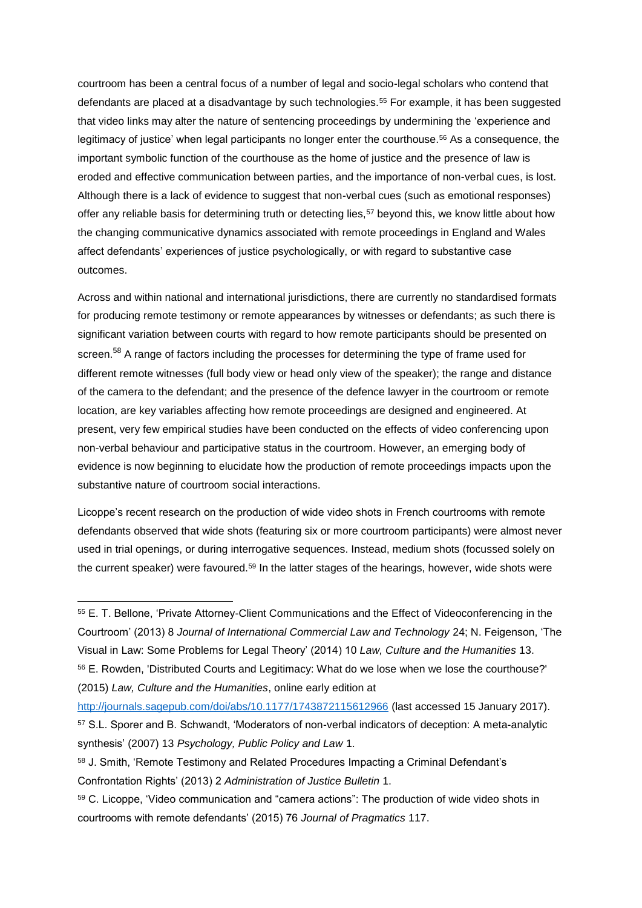courtroom has been a central focus of a number of legal and socio-legal scholars who contend that defendants are placed at a disadvantage by such technologies.[55] For example, it has been suggested that video links may alter the nature of sentencing proceedings by undermining the 'experience and legitimacy of justice' when legal participants no longer enter the courthouse.[56] As a consequence, the important symbolic function of the courthouse as the home of justice and the presence of law is eroded and effective communication between parties, and the importance of non-verbal cues, is lost. Although there is a lack of evidence to suggest that non-verbal cues (such as emotional responses) offer any reliable basis for determining truth or detecting lies,[57] beyond this, we know little about how the changing communicative dynamics associated with remote proceedings in England and Wales affect defendants' experiences of justice psychologically, or with regard to substantive case outcomes.

Across and within national and international jurisdictions, there are currently no standardised formats for producing remote testimony or remote appearances by witnesses or defendants; as such there is significant variation between courts with regard to how remote participants should be presented on screen.[58] A range of factors including the processes for determining the type of frame used for different remote witnesses (full body view or head only view of the speaker); the range and distance of the camera to the defendant; and the presence of the defence lawyer in the courtroom or remote location, are key variables affecting how remote proceedings are designed and engineered. At present, very few empirical studies have been conducted on the effects of video conferencing upon non-verbal behaviour and participative status in the courtroom. However, an emerging body of evidence is now beginning to elucidate how the production of remote proceedings impacts upon the substantive nature of courtroom social interactions.

Licoppe's recent research on the production of wide video shots in French courtrooms with remote defendants observed that wide shots (featuring six or more courtroom participants) were almost never used in trial openings, or during interrogative sequences. Instead, medium shots (focussed solely on the current speaker) were favoured.[59] In the latter stages of the hearings, however, wide shots were

---

[55] E. T. Bellone, 'Private Attorney-Client Communications and the Effect of Videoconferencing in the Courtroom' (2013) 8 *Journal of International Commercial Law and Technology* 24; N. Feigenson, 'The Visual in Law: Some Problems for Legal Theory' (2014) 10 *Law, Culture and the Humanities* 13.

[56] E. Rowden, 'Distributed Courts and Legitimacy: What do we lose when we lose the courthouse?' (2015) *Law, Culture and the Humanities*, online early edition at http://journals.sagepub.com/doi/abs/10.1177/1743872115612966 (last accessed 15 January 2017).

[57] S.L. Sporer and B. Schwandt, 'Moderators of non-verbal indicators of deception: A meta-analytic synthesis' (2007) 13 *Psychology, Public Policy and Law* 1.

[58] J. Smith, 'Remote Testimony and Related Procedures Impacting a Criminal Defendant's Confrontation Rights' (2013) 2 *Administration of Justice Bulletin* 1.

[59] C. Licoppe, 'Video communication and "camera actions": The production of wide video shots in courtrooms with remote defendants' (2015) 76 *Journal of Pragmatics* 117.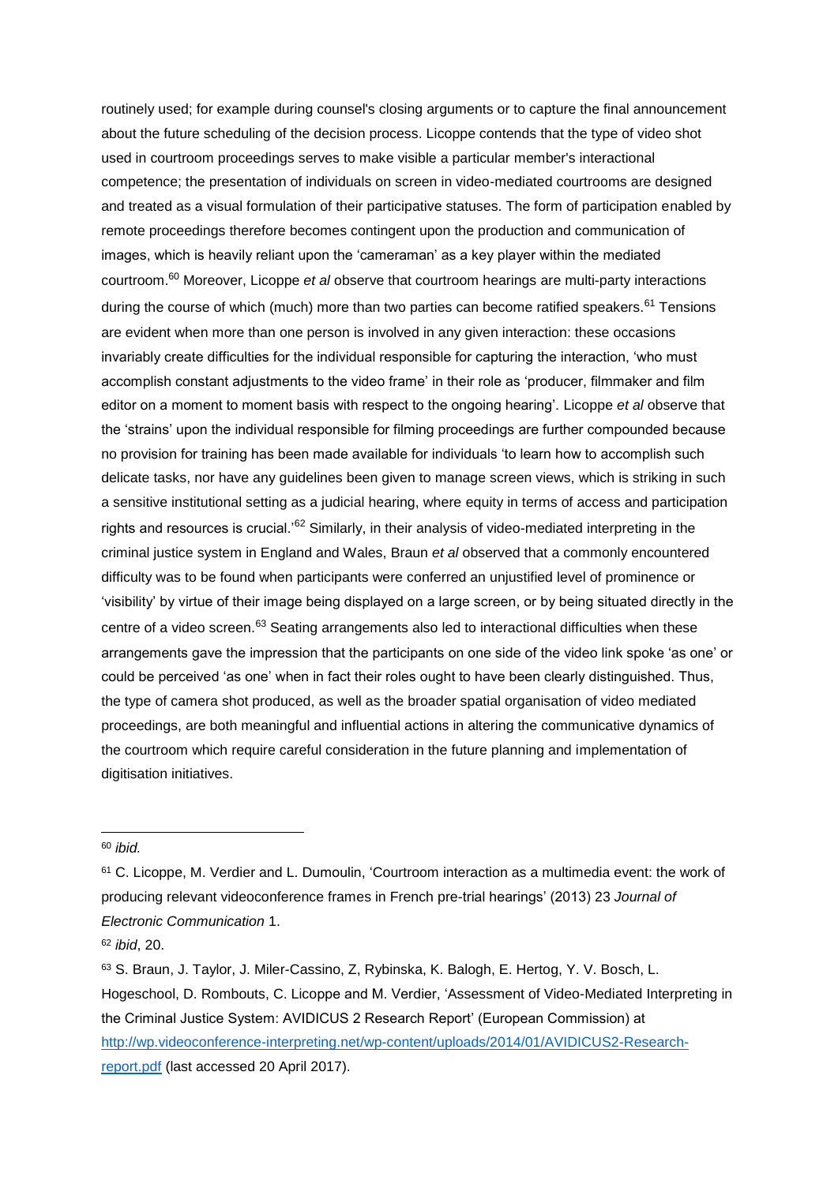routinely used; for example during counsel's closing arguments or to capture the final announcement about the future scheduling of the decision process. Licoppe contends that the type of video shot used in courtroom proceedings serves to make visible a particular member's interactional competence; the presentation of individuals on screen in video-mediated courtrooms are designed and treated as a visual formulation of their participative statuses. The form of participation enabled by remote proceedings therefore becomes contingent upon the production and communication of images, which is heavily reliant upon the 'cameraman' as a key player within the mediated courtroom.[60] Moreover, Licoppe *et al* observe that courtroom hearings are multi-party interactions during the course of which (much) more than two parties can become ratified speakers.[61] Tensions are evident when more than one person is involved in any given interaction: these occasions invariably create difficulties for the individual responsible for capturing the interaction, 'who must accomplish constant adjustments to the video frame' in their role as 'producer, filmmaker and film editor on a moment to moment basis with respect to the ongoing hearing'. Licoppe *et al* observe that the 'strains' upon the individual responsible for filming proceedings are further compounded because no provision for training has been made available for individuals 'to learn how to accomplish such delicate tasks, nor have any guidelines been given to manage screen views, which is striking in such a sensitive institutional setting as a judicial hearing, where equity in terms of access and participation rights and resources is crucial.'[62] Similarly, in their analysis of video-mediated interpreting in the criminal justice system in England and Wales, Braun *et al* observed that a commonly encountered difficulty was to be found when participants were conferred an unjustified level of prominence or 'visibility' by virtue of their image being displayed on a large screen, or by being situated directly in the centre of a video screen.[63] Seating arrangements also led to interactional difficulties when these arrangements gave the impression that the participants on one side of the video link spoke 'as one' or could be perceived 'as one' when in fact their roles ought to have been clearly distinguished. Thus, the type of camera shot produced, as well as the broader spatial organisation of video mediated proceedings, are both meaningful and influential actions in altering the communicative dynamics of the courtroom which require careful consideration in the future planning and implementation of digitisation initiatives.

---

[60] *ibid.*

[61] C. Licoppe, M. Verdier and L. Dumoulin, 'Courtroom interaction as a multimedia event: the work of producing relevant videoconference frames in French pre-trial hearings' (2013) 23 *Journal of Electronic Communication* 1.

[62] *ibid*, 20.

[63] S. Braun, J. Taylor, J. Miler-Cassino, Z, Rybinska, K. Balogh, E. Hertog, Y. V. Bosch, L. Hogeschool, D. Rombouts, C. Licoppe and M. Verdier, 'Assessment of Video-Mediated Interpreting in the Criminal Justice System: AVIDICUS 2 Research Report' (European Commission) at http://wp.videoconference-interpreting.net/wp-content/uploads/2014/01/AVIDICUS2-Research-report.pdf (last accessed 20 April 2017).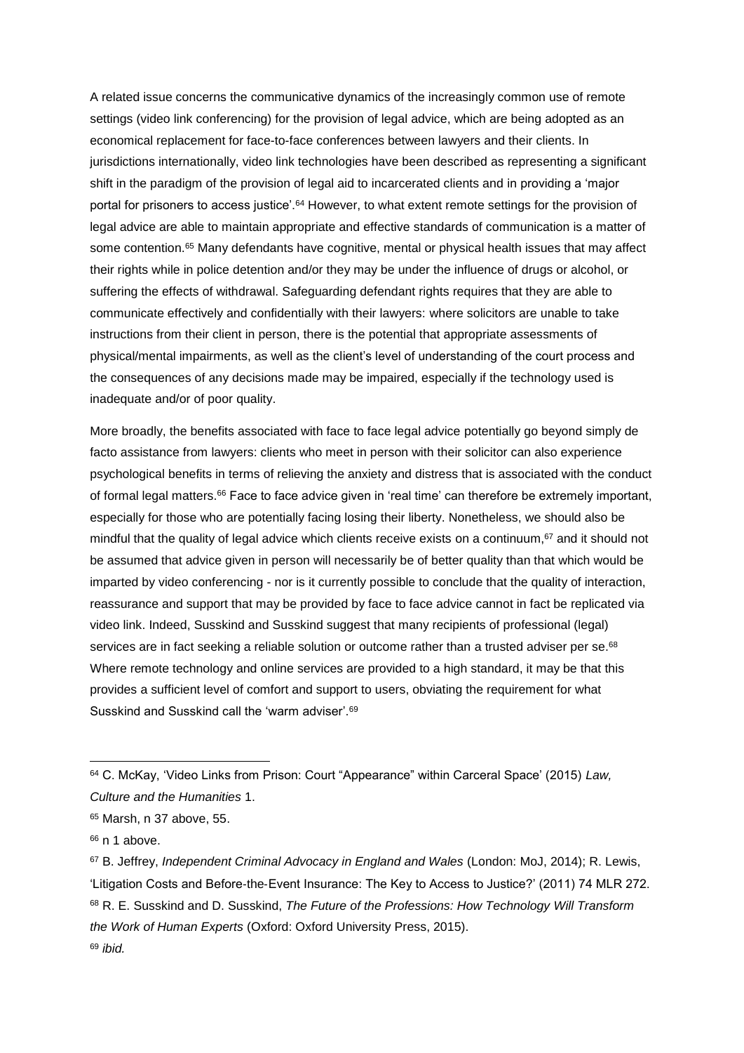A related issue concerns the communicative dynamics of the increasingly common use of remote settings (video link conferencing) for the provision of legal advice, which are being adopted as an economical replacement for face-to-face conferences between lawyers and their clients. In jurisdictions internationally, video link technologies have been described as representing a significant shift in the paradigm of the provision of legal aid to incarcerated clients and in providing a 'major portal for prisoners to access justice'.[64] However, to what extent remote settings for the provision of legal advice are able to maintain appropriate and effective standards of communication is a matter of some contention.[65] Many defendants have cognitive, mental or physical health issues that may affect their rights while in police detention and/or they may be under the influence of drugs or alcohol, or suffering the effects of withdrawal. Safeguarding defendant rights requires that they are able to communicate effectively and confidentially with their lawyers: where solicitors are unable to take instructions from their client in person, there is the potential that appropriate assessments of physical/mental impairments, as well as the client's level of understanding of the court process and the consequences of any decisions made may be impaired, especially if the technology used is inadequate and/or of poor quality.

More broadly, the benefits associated with face to face legal advice potentially go beyond simply de facto assistance from lawyers: clients who meet in person with their solicitor can also experience psychological benefits in terms of relieving the anxiety and distress that is associated with the conduct of formal legal matters.[66] Face to face advice given in 'real time' can therefore be extremely important, especially for those who are potentially facing losing their liberty. Nonetheless, we should also be mindful that the quality of legal advice which clients receive exists on a continuum,[67] and it should not be assumed that advice given in person will necessarily be of better quality than that which would be imparted by video conferencing - nor is it currently possible to conclude that the quality of interaction, reassurance and support that may be provided by face to face advice cannot in fact be replicated via video link. Indeed, Susskind and Susskind suggest that many recipients of professional (legal) services are in fact seeking a reliable solution or outcome rather than a trusted adviser per se.[68] Where remote technology and online services are provided to a high standard, it may be that this provides a sufficient level of comfort and support to users, obviating the requirement for what Susskind and Susskind call the 'warm adviser'.[69]

---

[64] C. McKay, 'Video Links from Prison: Court "Appearance" within Carceral Space' (2015) *Law, Culture and the Humanities* 1.

[65] Marsh, n 37 above, 55.

[66] n 1 above.

[67] B. Jeffrey, *Independent Criminal Advocacy in England and Wales* (London: MoJ, 2014); R. Lewis, 'Litigation Costs and Before-the-Event Insurance: The Key to Access to Justice?' (2011) 74 MLR 272.

[68] R. E. Susskind and D. Susskind, *The Future of the Professions: How Technology Will Transform the Work of Human Experts* (Oxford: Oxford University Press, 2015).

[69] *ibid.*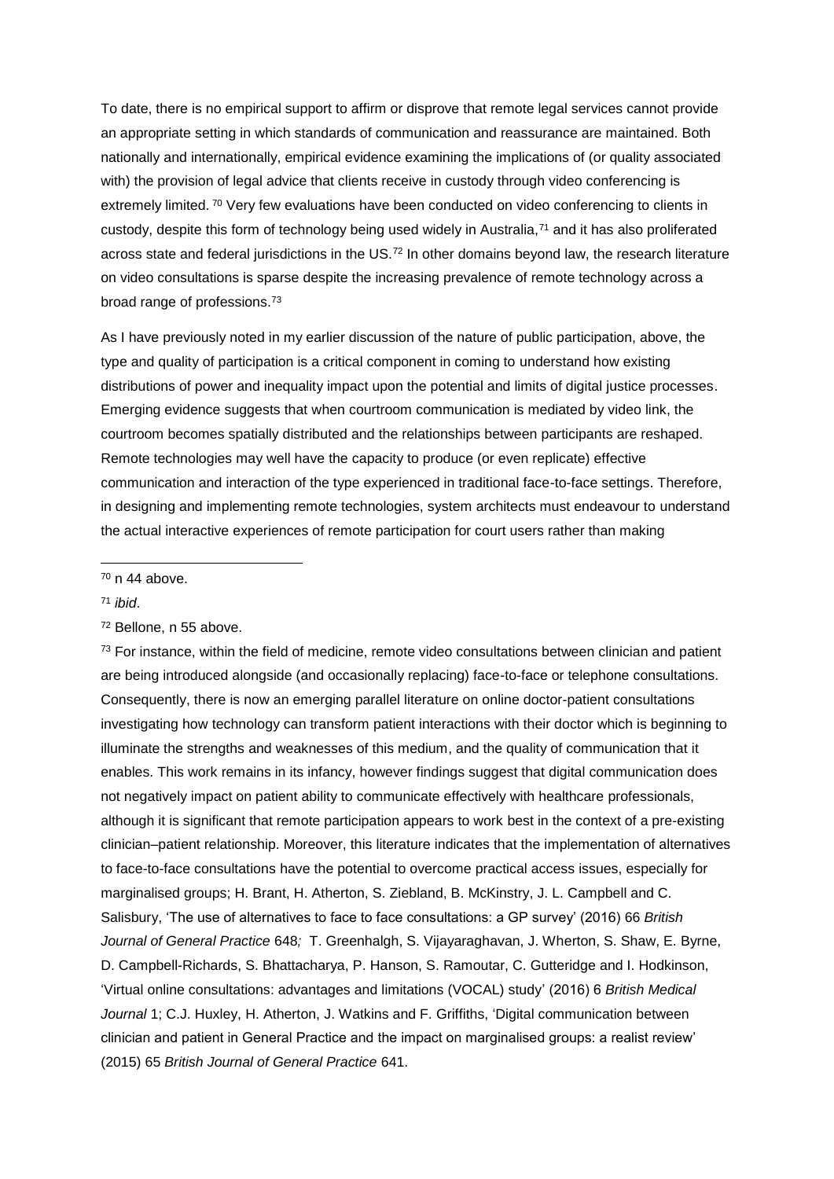To date, there is no empirical support to affirm or disprove that remote legal services cannot provide an appropriate setting in which standards of communication and reassurance are maintained. Both nationally and internationally, empirical evidence examining the implications of (or quality associated with) the provision of legal advice that clients receive in custody through video conferencing is extremely limited. [70] Very few evaluations have been conducted on video conferencing to clients in custody, despite this form of technology being used widely in Australia,[71] and it has also proliferated across state and federal jurisdictions in the US.[72] In other domains beyond law, the research literature on video consultations is sparse despite the increasing prevalence of remote technology across a broad range of professions.[73]

As I have previously noted in my earlier discussion of the nature of public participation, above, the type and quality of participation is a critical component in coming to understand how existing distributions of power and inequality impact upon the potential and limits of digital justice processes. Emerging evidence suggests that when courtroom communication is mediated by video link, the courtroom becomes spatially distributed and the relationships between participants are reshaped. Remote technologies may well have the capacity to produce (or even replicate) effective communication and interaction of the type experienced in traditional face-to-face settings. Therefore, in designing and implementing remote technologies, system architects must endeavour to understand the actual interactive experiences of remote participation for court users rather than making

---

[70] n 44 above.

[71] *ibid*.

[72] Bellone, n 55 above.

[73] For instance, within the field of medicine, remote video consultations between clinician and patient are being introduced alongside (and occasionally replacing) face-to-face or telephone consultations. Consequently, there is now an emerging parallel literature on online doctor-patient consultations investigating how technology can transform patient interactions with their doctor which is beginning to illuminate the strengths and weaknesses of this medium, and the quality of communication that it enables. This work remains in its infancy, however findings suggest that digital communication does not negatively impact on patient ability to communicate effectively with healthcare professionals, although it is significant that remote participation appears to work best in the context of a pre-existing clinician–patient relationship. Moreover, this literature indicates that the implementation of alternatives to face-to-face consultations have the potential to overcome practical access issues, especially for marginalised groups; H. Brant, H. Atherton, S. Ziebland, B. McKinstry, J. L. Campbell and C. Salisbury, 'The use of alternatives to face to face consultations: a GP survey' (2016) 66 *British Journal of General Practice* 648*;* T. Greenhalgh, S. Vijayaraghavan, J. Wherton, S. Shaw, E. Byrne, D. Campbell-Richards, S. Bhattacharya, P. Hanson, S. Ramoutar, C. Gutteridge and I. Hodkinson, 'Virtual online consultations: advantages and limitations (VOCAL) study' (2016) 6 *British Medical Journal* 1; C.J. Huxley, H. Atherton, J. Watkins and F. Griffiths, 'Digital communication between clinician and patient in General Practice and the impact on marginalised groups: a realist review' (2015) 65 *British Journal of General Practice* 641.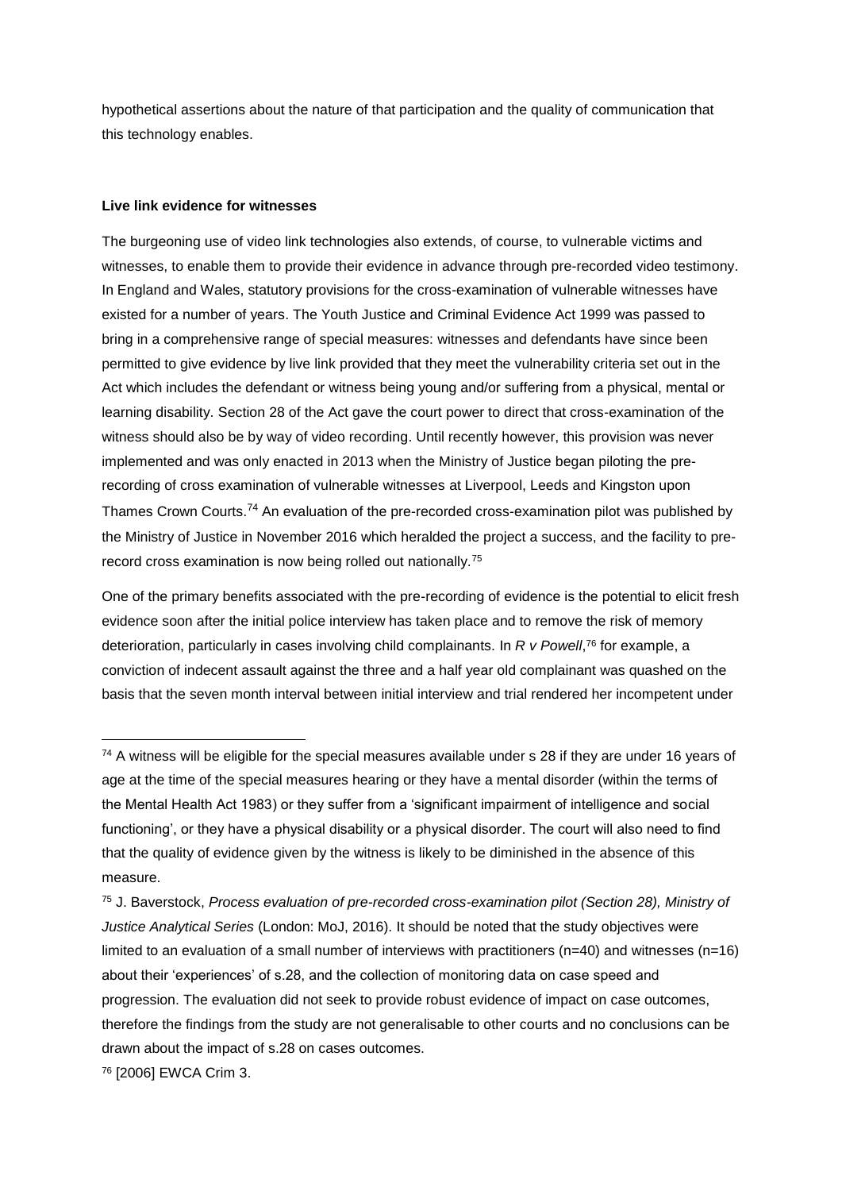hypothetical assertions about the nature of that participation and the quality of communication that this technology enables.

**Live link evidence for witnesses**

The burgeoning use of video link technologies also extends, of course, to vulnerable victims and witnesses, to enable them to provide their evidence in advance through pre-recorded video testimony. In England and Wales, statutory provisions for the cross-examination of vulnerable witnesses have existed for a number of years. The Youth Justice and Criminal Evidence Act 1999 was passed to bring in a comprehensive range of special measures: witnesses and defendants have since been permitted to give evidence by live link provided that they meet the vulnerability criteria set out in the Act which includes the defendant or witness being young and/or suffering from a physical, mental or learning disability. Section 28 of the Act gave the court power to direct that cross-examination of the witness should also be by way of video recording. Until recently however, this provision was never implemented and was only enacted in 2013 when the Ministry of Justice began piloting the pre-recording of cross examination of vulnerable witnesses at Liverpool, Leeds and Kingston upon Thames Crown Courts.[74] An evaluation of the pre-recorded cross-examination pilot was published by the Ministry of Justice in November 2016 which heralded the project a success, and the facility to pre-record cross examination is now being rolled out nationally.[75]

One of the primary benefits associated with the pre-recording of evidence is the potential to elicit fresh evidence soon after the initial police interview has taken place and to remove the risk of memory deterioration, particularly in cases involving child complainants. In *R v Powell*,[76] for example, a conviction of indecent assault against the three and a half year old complainant was quashed on the basis that the seven month interval between initial interview and trial rendered her incompetent under

[74] A witness will be eligible for the special measures available under s 28 if they are under 16 years of age at the time of the special measures hearing or they have a mental disorder (within the terms of the Mental Health Act 1983) or they suffer from a 'significant impairment of intelligence and social functioning', or they have a physical disability or a physical disorder. The court will also need to find that the quality of evidence given by the witness is likely to be diminished in the absence of this measure.

[75] J. Baverstock, *Process evaluation of pre-recorded cross-examination pilot (Section 28), Ministry of Justice Analytical Series* (London: MoJ, 2016). It should be noted that the study objectives were limited to an evaluation of a small number of interviews with practitioners (n=40) and witnesses (n=16) about their 'experiences' of s.28, and the collection of monitoring data on case speed and progression. The evaluation did not seek to provide robust evidence of impact on case outcomes, therefore the findings from the study are not generalisable to other courts and no conclusions can be drawn about the impact of s.28 on cases outcomes.

[76] [2006] EWCA Crim 3.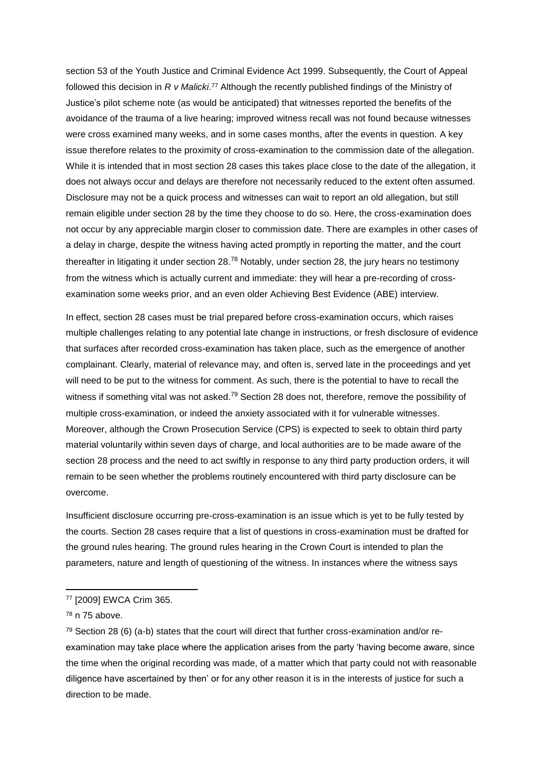section 53 of the Youth Justice and Criminal Evidence Act 1999. Subsequently, the Court of Appeal followed this decision in *R v Malicki*.[77] Although the recently published findings of the Ministry of Justice's pilot scheme note (as would be anticipated) that witnesses reported the benefits of the avoidance of the trauma of a live hearing; improved witness recall was not found because witnesses were cross examined many weeks, and in some cases months, after the events in question. A key issue therefore relates to the proximity of cross-examination to the commission date of the allegation. While it is intended that in most section 28 cases this takes place close to the date of the allegation, it does not always occur and delays are therefore not necessarily reduced to the extent often assumed. Disclosure may not be a quick process and witnesses can wait to report an old allegation, but still remain eligible under section 28 by the time they choose to do so. Here, the cross-examination does not occur by any appreciable margin closer to commission date. There are examples in other cases of a delay in charge, despite the witness having acted promptly in reporting the matter, and the court thereafter in litigating it under section 28.[78] Notably, under section 28, the jury hears no testimony from the witness which is actually current and immediate: they will hear a pre-recording of cross-examination some weeks prior, and an even older Achieving Best Evidence (ABE) interview.

In effect, section 28 cases must be trial prepared before cross-examination occurs, which raises multiple challenges relating to any potential late change in instructions, or fresh disclosure of evidence that surfaces after recorded cross-examination has taken place, such as the emergence of another complainant. Clearly, material of relevance may, and often is, served late in the proceedings and yet will need to be put to the witness for comment. As such, there is the potential to have to recall the witness if something vital was not asked.[79] Section 28 does not, therefore, remove the possibility of multiple cross-examination, or indeed the anxiety associated with it for vulnerable witnesses. Moreover, although the Crown Prosecution Service (CPS) is expected to seek to obtain third party material voluntarily within seven days of charge, and local authorities are to be made aware of the section 28 process and the need to act swiftly in response to any third party production orders, it will remain to be seen whether the problems routinely encountered with third party disclosure can be overcome.

Insufficient disclosure occurring pre-cross-examination is an issue which is yet to be fully tested by the courts. Section 28 cases require that a list of questions in cross-examination must be drafted for the ground rules hearing. The ground rules hearing in the Crown Court is intended to plan the parameters, nature and length of questioning of the witness. In instances where the witness says

---

[77] [2009] EWCA Crim 365.

[78] n 75 above.

[79] Section 28 (6) (a-b) states that the court will direct that further cross-examination and/or re-examination may take place where the application arises from the party 'having become aware, since the time when the original recording was made, of a matter which that party could not with reasonable diligence have ascertained by then' or for any other reason it is in the interests of justice for such a direction to be made.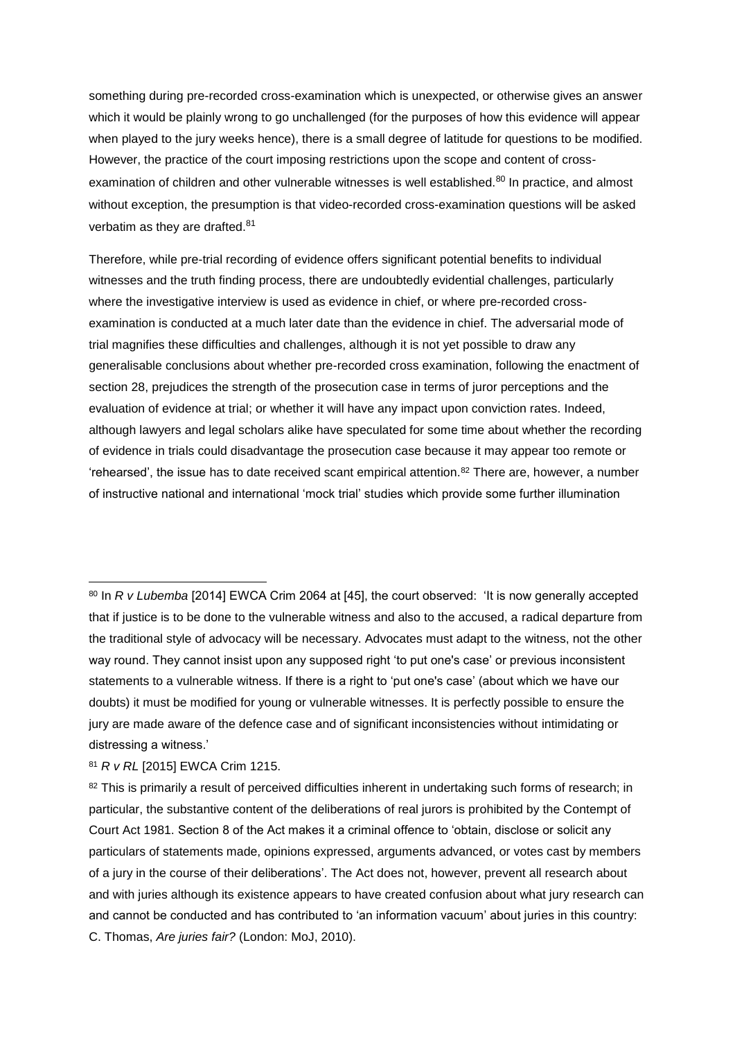something during pre-recorded cross-examination which is unexpected, or otherwise gives an answer which it would be plainly wrong to go unchallenged (for the purposes of how this evidence will appear when played to the jury weeks hence), there is a small degree of latitude for questions to be modified. However, the practice of the court imposing restrictions upon the scope and content of cross-examination of children and other vulnerable witnesses is well established.[80] In practice, and almost without exception, the presumption is that video-recorded cross-examination questions will be asked verbatim as they are drafted.[81]

Therefore, while pre-trial recording of evidence offers significant potential benefits to individual witnesses and the truth finding process, there are undoubtedly evidential challenges, particularly where the investigative interview is used as evidence in chief, or where pre-recorded cross-examination is conducted at a much later date than the evidence in chief. The adversarial mode of trial magnifies these difficulties and challenges, although it is not yet possible to draw any generalisable conclusions about whether pre-recorded cross examination, following the enactment of section 28, prejudices the strength of the prosecution case in terms of juror perceptions and the evaluation of evidence at trial; or whether it will have any impact upon conviction rates. Indeed, although lawyers and legal scholars alike have speculated for some time about whether the recording of evidence in trials could disadvantage the prosecution case because it may appear too remote or 'rehearsed', the issue has to date received scant empirical attention.[82] There are, however, a number of instructive national and international 'mock trial' studies which provide some further illumination

---

[80] In *R v Lubemba* [2014] EWCA Crim 2064 at [45], the court observed: 'It is now generally accepted that if justice is to be done to the vulnerable witness and also to the accused, a radical departure from the traditional style of advocacy will be necessary. Advocates must adapt to the witness, not the other way round. They cannot insist upon any supposed right 'to put one's case' or previous inconsistent statements to a vulnerable witness. If there is a right to 'put one's case' (about which we have our doubts) it must be modified for young or vulnerable witnesses. It is perfectly possible to ensure the jury are made aware of the defence case and of significant inconsistencies without intimidating or distressing a witness.'

[81] *R v RL* [2015] EWCA Crim 1215.

[82] This is primarily a result of perceived difficulties inherent in undertaking such forms of research; in particular, the substantive content of the deliberations of real jurors is prohibited by the Contempt of Court Act 1981. Section 8 of the Act makes it a criminal offence to 'obtain, disclose or solicit any particulars of statements made, opinions expressed, arguments advanced, or votes cast by members of a jury in the course of their deliberations'. The Act does not, however, prevent all research about and with juries although its existence appears to have created confusion about what jury research can and cannot be conducted and has contributed to 'an information vacuum' about juries in this country: C. Thomas, *Are juries fair?* (London: MoJ, 2010).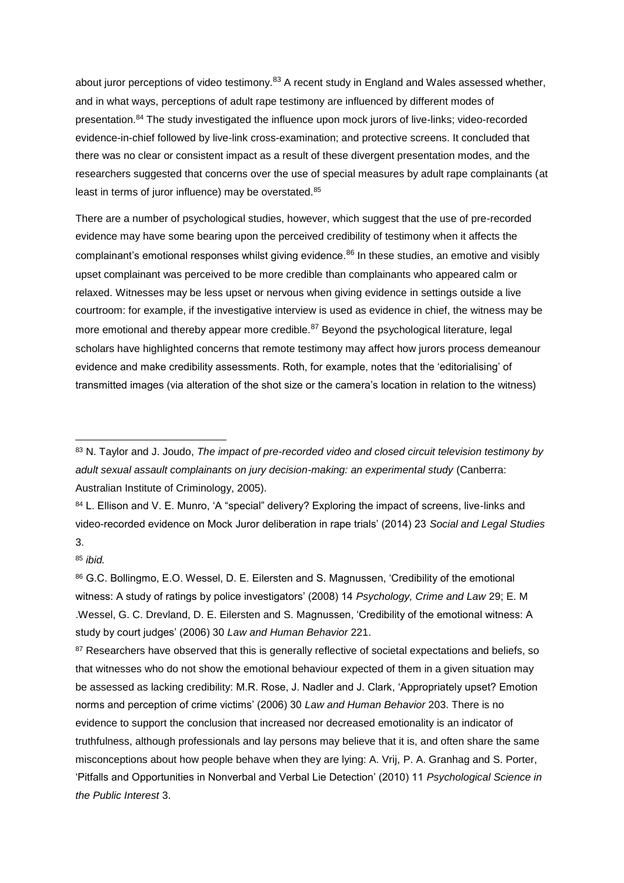about juror perceptions of video testimony.[83] A recent study in England and Wales assessed whether, and in what ways, perceptions of adult rape testimony are influenced by different modes of presentation.[84] The study investigated the influence upon mock jurors of live-links; video-recorded evidence-in-chief followed by live-link cross-examination; and protective screens. It concluded that there was no clear or consistent impact as a result of these divergent presentation modes, and the researchers suggested that concerns over the use of special measures by adult rape complainants (at least in terms of juror influence) may be overstated.[85]

There are a number of psychological studies, however, which suggest that the use of pre-recorded evidence may have some bearing upon the perceived credibility of testimony when it affects the complainant's emotional responses whilst giving evidence.[86] In these studies, an emotive and visibly upset complainant was perceived to be more credible than complainants who appeared calm or relaxed. Witnesses may be less upset or nervous when giving evidence in settings outside a live courtroom: for example, if the investigative interview is used as evidence in chief, the witness may be more emotional and thereby appear more credible.[87] Beyond the psychological literature, legal scholars have highlighted concerns that remote testimony may affect how jurors process demeanour evidence and make credibility assessments. Roth, for example, notes that the 'editorialising' of transmitted images (via alteration of the shot size or the camera's location in relation to the witness)

---

[83] N. Taylor and J. Joudo, *The impact of pre-recorded video and closed circuit television testimony by adult sexual assault complainants on jury decision-making: an experimental study* (Canberra: Australian Institute of Criminology, 2005).

[84] L. Ellison and V. E. Munro, 'A "special" delivery? Exploring the impact of screens, live-links and video-recorded evidence on Mock Juror deliberation in rape trials' (2014) 23 *Social and Legal Studies* 3.

[85] *ibid.*

[86] G.C. Bollingmo, E.O. Wessel, D. E. Eilersten and S. Magnussen, 'Credibility of the emotional witness: A study of ratings by police investigators' (2008) 14 *Psychology, Crime and Law* 29; E. M .Wessel, G. C. Drevland, D. E. Eilersten and S. Magnussen, 'Credibility of the emotional witness: A study by court judges' (2006) 30 *Law and Human Behavior* 221.

[87] Researchers have observed that this is generally reflective of societal expectations and beliefs, so that witnesses who do not show the emotional behaviour expected of them in a given situation may be assessed as lacking credibility: M.R. Rose, J. Nadler and J. Clark, 'Appropriately upset? Emotion norms and perception of crime victims' (2006) 30 *Law and Human Behavior* 203. There is no evidence to support the conclusion that increased nor decreased emotionality is an indicator of truthfulness, although professionals and lay persons may believe that it is, and often share the same misconceptions about how people behave when they are lying: A. Vrij, P. A. Granhag and S. Porter, 'Pitfalls and Opportunities in Nonverbal and Verbal Lie Detection' (2010) 11 *Psychological Science in the Public Interest* 3.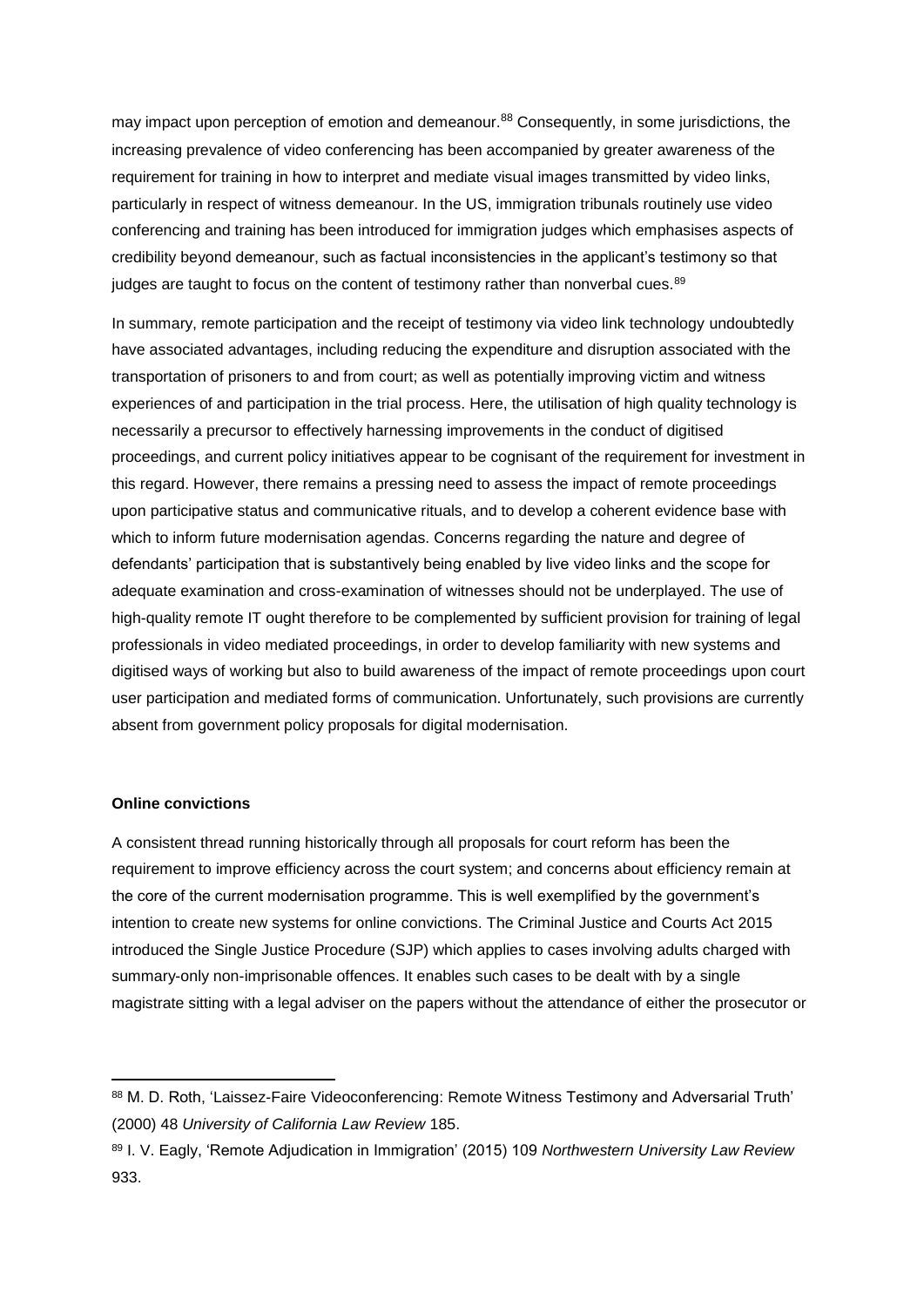may impact upon perception of emotion and demeanour.[88] Consequently, in some jurisdictions, the increasing prevalence of video conferencing has been accompanied by greater awareness of the requirement for training in how to interpret and mediate visual images transmitted by video links, particularly in respect of witness demeanour. In the US, immigration tribunals routinely use video conferencing and training has been introduced for immigration judges which emphasises aspects of credibility beyond demeanour, such as factual inconsistencies in the applicant's testimony so that judges are taught to focus on the content of testimony rather than nonverbal cues.[89]

In summary, remote participation and the receipt of testimony via video link technology undoubtedly have associated advantages, including reducing the expenditure and disruption associated with the transportation of prisoners to and from court; as well as potentially improving victim and witness experiences of and participation in the trial process. Here, the utilisation of high quality technology is necessarily a precursor to effectively harnessing improvements in the conduct of digitised proceedings, and current policy initiatives appear to be cognisant of the requirement for investment in this regard. However, there remains a pressing need to assess the impact of remote proceedings upon participative status and communicative rituals, and to develop a coherent evidence base with which to inform future modernisation agendas. Concerns regarding the nature and degree of defendants' participation that is substantively being enabled by live video links and the scope for adequate examination and cross-examination of witnesses should not be underplayed. The use of high-quality remote IT ought therefore to be complemented by sufficient provision for training of legal professionals in video mediated proceedings, in order to develop familiarity with new systems and digitised ways of working but also to build awareness of the impact of remote proceedings upon court user participation and mediated forms of communication. Unfortunately, such provisions are currently absent from government policy proposals for digital modernisation.

**Online convictions**

A consistent thread running historically through all proposals for court reform has been the requirement to improve efficiency across the court system; and concerns about efficiency remain at the core of the current modernisation programme. This is well exemplified by the government's intention to create new systems for online convictions. The Criminal Justice and Courts Act 2015 introduced the Single Justice Procedure (SJP) which applies to cases involving adults charged with summary-only non-imprisonable offences. It enables such cases to be dealt with by a single magistrate sitting with a legal adviser on the papers without the attendance of either the prosecutor or

[88] M. D. Roth, 'Laissez-Faire Videoconferencing: Remote Witness Testimony and Adversarial Truth' (2000) 48 *University of California Law Review* 185.

[89] I. V. Eagly, 'Remote Adjudication in Immigration' (2015) 109 *Northwestern University Law Review* 933.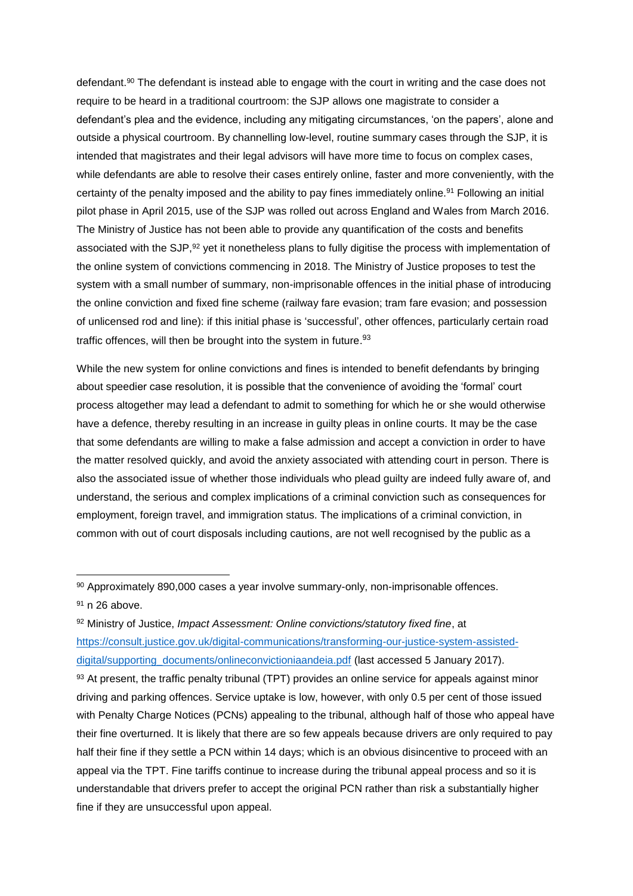defendant.[90] The defendant is instead able to engage with the court in writing and the case does not require to be heard in a traditional courtroom: the SJP allows one magistrate to consider a defendant's plea and the evidence, including any mitigating circumstances, 'on the papers', alone and outside a physical courtroom. By channelling low-level, routine summary cases through the SJP, it is intended that magistrates and their legal advisors will have more time to focus on complex cases, while defendants are able to resolve their cases entirely online, faster and more conveniently, with the certainty of the penalty imposed and the ability to pay fines immediately online.[91] Following an initial pilot phase in April 2015, use of the SJP was rolled out across England and Wales from March 2016. The Ministry of Justice has not been able to provide any quantification of the costs and benefits associated with the SJP,[92] yet it nonetheless plans to fully digitise the process with implementation of the online system of convictions commencing in 2018. The Ministry of Justice proposes to test the system with a small number of summary, non-imprisonable offences in the initial phase of introducing the online conviction and fixed fine scheme (railway fare evasion; tram fare evasion; and possession of unlicensed rod and line): if this initial phase is 'successful', other offences, particularly certain road traffic offences, will then be brought into the system in future.[93]

While the new system for online convictions and fines is intended to benefit defendants by bringing about speedier case resolution, it is possible that the convenience of avoiding the 'formal' court process altogether may lead a defendant to admit to something for which he or she would otherwise have a defence, thereby resulting in an increase in guilty pleas in online courts. It may be the case that some defendants are willing to make a false admission and accept a conviction in order to have the matter resolved quickly, and avoid the anxiety associated with attending court in person. There is also the associated issue of whether those individuals who plead guilty are indeed fully aware of, and understand, the serious and complex implications of a criminal conviction such as consequences for employment, foreign travel, and immigration status. The implications of a criminal conviction, in common with out of court disposals including cautions, are not well recognised by the public as a

---

[90] Approximately 890,000 cases a year involve summary-only, non-imprisonable offences.

[91] n 26 above.

[92] Ministry of Justice, *Impact Assessment: Online convictions/statutory fixed fine*, at https://consult.justice.gov.uk/digital-communications/transforming-our-justice-system-assisted-digital/supporting_documents/onlineconvictioniaandeia.pdf (last accessed 5 January 2017).

[93] At present, the traffic penalty tribunal (TPT) provides an online service for appeals against minor driving and parking offences. Service uptake is low, however, with only 0.5 per cent of those issued with Penalty Charge Notices (PCNs) appealing to the tribunal, although half of those who appeal have their fine overturned. It is likely that there are so few appeals because drivers are only required to pay half their fine if they settle a PCN within 14 days; which is an obvious disincentive to proceed with an appeal via the TPT. Fine tariffs continue to increase during the tribunal appeal process and so it is understandable that drivers prefer to accept the original PCN rather than risk a substantially higher fine if they are unsuccessful upon appeal.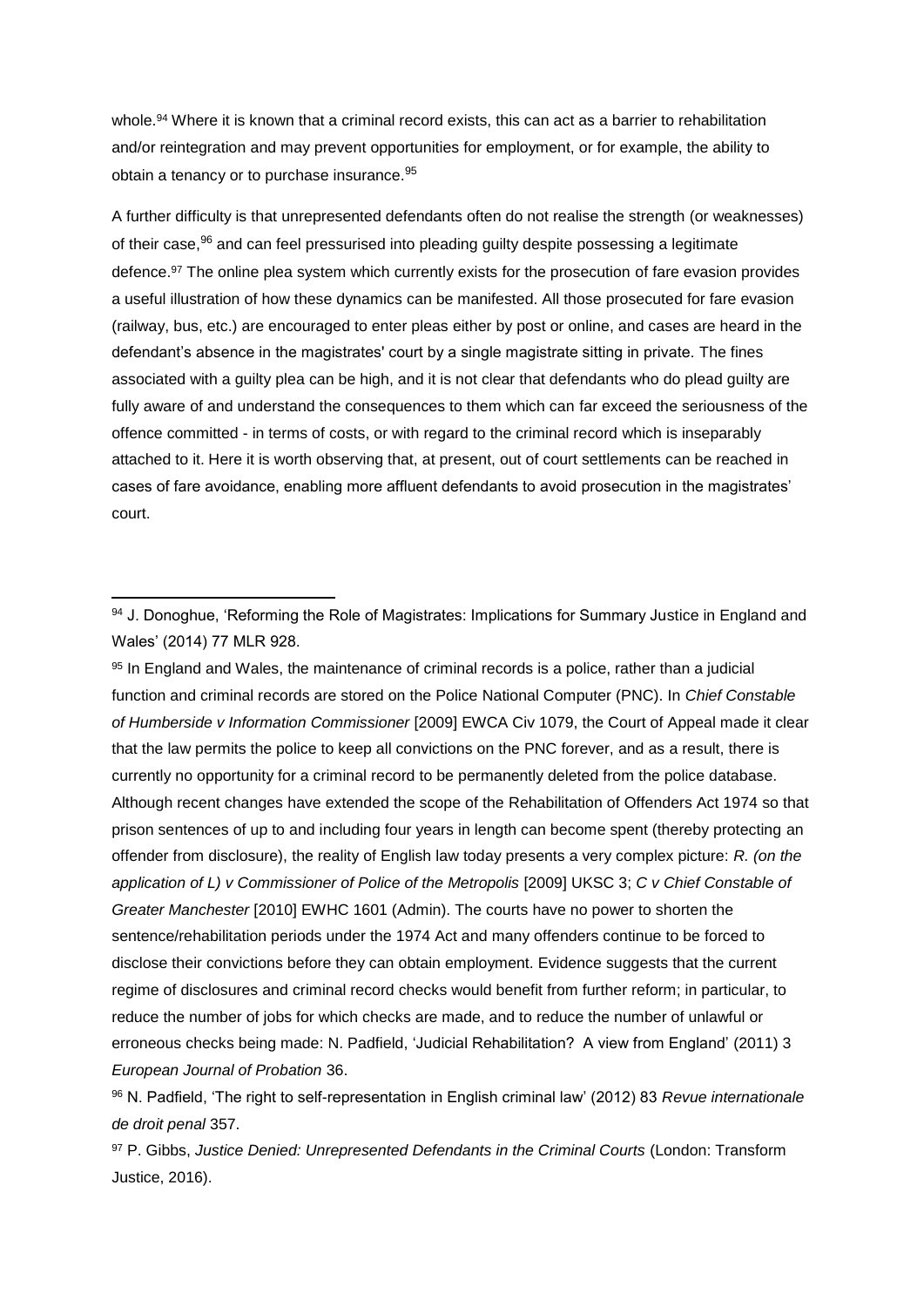whole.[94] Where it is known that a criminal record exists, this can act as a barrier to rehabilitation and/or reintegration and may prevent opportunities for employment, or for example, the ability to obtain a tenancy or to purchase insurance.[95]

A further difficulty is that unrepresented defendants often do not realise the strength (or weaknesses) of their case,[96] and can feel pressurised into pleading guilty despite possessing a legitimate defence.[97] The online plea system which currently exists for the prosecution of fare evasion provides a useful illustration of how these dynamics can be manifested. All those prosecuted for fare evasion (railway, bus, etc.) are encouraged to enter pleas either by post or online, and cases are heard in the defendant's absence in the magistrates' court by a single magistrate sitting in private. The fines associated with a guilty plea can be high, and it is not clear that defendants who do plead guilty are fully aware of and understand the consequences to them which can far exceed the seriousness of the offence committed - in terms of costs, or with regard to the criminal record which is inseparably attached to it. Here it is worth observing that, at present, out of court settlements can be reached in cases of fare avoidance, enabling more affluent defendants to avoid prosecution in the magistrates' court.

---

[94] J. Donoghue, 'Reforming the Role of Magistrates: Implications for Summary Justice in England and Wales' (2014) 77 MLR 928.

[95] In England and Wales, the maintenance of criminal records is a police, rather than a judicial function and criminal records are stored on the Police National Computer (PNC). In *Chief Constable of Humberside v Information Commissioner* [2009] EWCA Civ 1079, the Court of Appeal made it clear that the law permits the police to keep all convictions on the PNC forever, and as a result, there is currently no opportunity for a criminal record to be permanently deleted from the police database. Although recent changes have extended the scope of the Rehabilitation of Offenders Act 1974 so that prison sentences of up to and including four years in length can become spent (thereby protecting an offender from disclosure), the reality of English law today presents a very complex picture: *R. (on the application of L) v Commissioner of Police of the Metropolis* [2009] UKSC 3; *C v Chief Constable of Greater Manchester* [2010] EWHC 1601 (Admin). The courts have no power to shorten the sentence/rehabilitation periods under the 1974 Act and many offenders continue to be forced to disclose their convictions before they can obtain employment. Evidence suggests that the current regime of disclosures and criminal record checks would benefit from further reform; in particular, to reduce the number of jobs for which checks are made, and to reduce the number of unlawful or erroneous checks being made: N. Padfield, 'Judicial Rehabilitation? A view from England' (2011) 3 *European Journal of Probation* 36.

[96] N. Padfield, 'The right to self-representation in English criminal law' (2012) 83 *Revue internationale de droit penal* 357.

[97] P. Gibbs, *Justice Denied: Unrepresented Defendants in the Criminal Courts* (London: Transform Justice, 2016).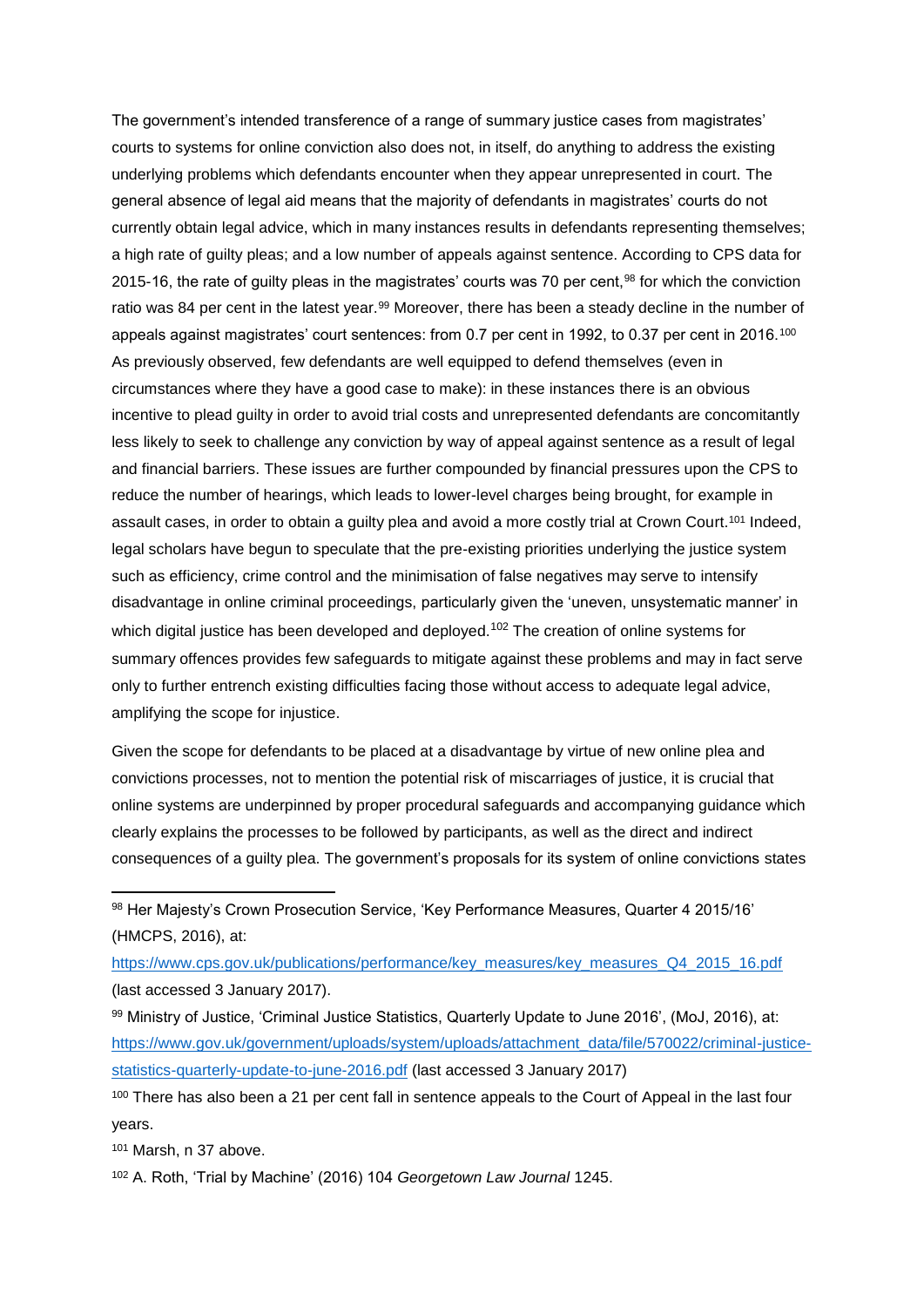The government's intended transference of a range of summary justice cases from magistrates' courts to systems for online conviction also does not, in itself, do anything to address the existing underlying problems which defendants encounter when they appear unrepresented in court. The general absence of legal aid means that the majority of defendants in magistrates' courts do not currently obtain legal advice, which in many instances results in defendants representing themselves; a high rate of guilty pleas; and a low number of appeals against sentence. According to CPS data for 2015-16, the rate of guilty pleas in the magistrates' courts was 70 per cent,[98] for which the conviction ratio was 84 per cent in the latest year.[99] Moreover, there has been a steady decline in the number of appeals against magistrates' court sentences: from 0.7 per cent in 1992, to 0.37 per cent in 2016.[100] As previously observed, few defendants are well equipped to defend themselves (even in circumstances where they have a good case to make): in these instances there is an obvious incentive to plead guilty in order to avoid trial costs and unrepresented defendants are concomitantly less likely to seek to challenge any conviction by way of appeal against sentence as a result of legal and financial barriers. These issues are further compounded by financial pressures upon the CPS to reduce the number of hearings, which leads to lower-level charges being brought, for example in assault cases, in order to obtain a guilty plea and avoid a more costly trial at Crown Court.[101] Indeed, legal scholars have begun to speculate that the pre-existing priorities underlying the justice system such as efficiency, crime control and the minimisation of false negatives may serve to intensify disadvantage in online criminal proceedings, particularly given the 'uneven, unsystematic manner' in which digital justice has been developed and deployed.[102] The creation of online systems for summary offences provides few safeguards to mitigate against these problems and may in fact serve only to further entrench existing difficulties facing those without access to adequate legal advice, amplifying the scope for injustice.

Given the scope for defendants to be placed at a disadvantage by virtue of new online plea and convictions processes, not to mention the potential risk of miscarriages of justice, it is crucial that online systems are underpinned by proper procedural safeguards and accompanying guidance which clearly explains the processes to be followed by participants, as well as the direct and indirect consequences of a guilty plea. The government's proposals for its system of online convictions states

---

[98] Her Majesty's Crown Prosecution Service, 'Key Performance Measures, Quarter 4 2015/16' (HMCPS, 2016), at: https://www.cps.gov.uk/publications/performance/key_measures/key_measures_Q4_2015_16.pdf (last accessed 3 January 2017).

[99] Ministry of Justice, 'Criminal Justice Statistics, Quarterly Update to June 2016', (MoJ, 2016), at: https://www.gov.uk/government/uploads/system/uploads/attachment_data/file/570022/criminal-justice-statistics-quarterly-update-to-june-2016.pdf (last accessed 3 January 2017)

[100] There has also been a 21 per cent fall in sentence appeals to the Court of Appeal in the last four years.

[101] Marsh, n 37 above.

[102] A. Roth, 'Trial by Machine' (2016) 104 *Georgetown Law Journal* 1245.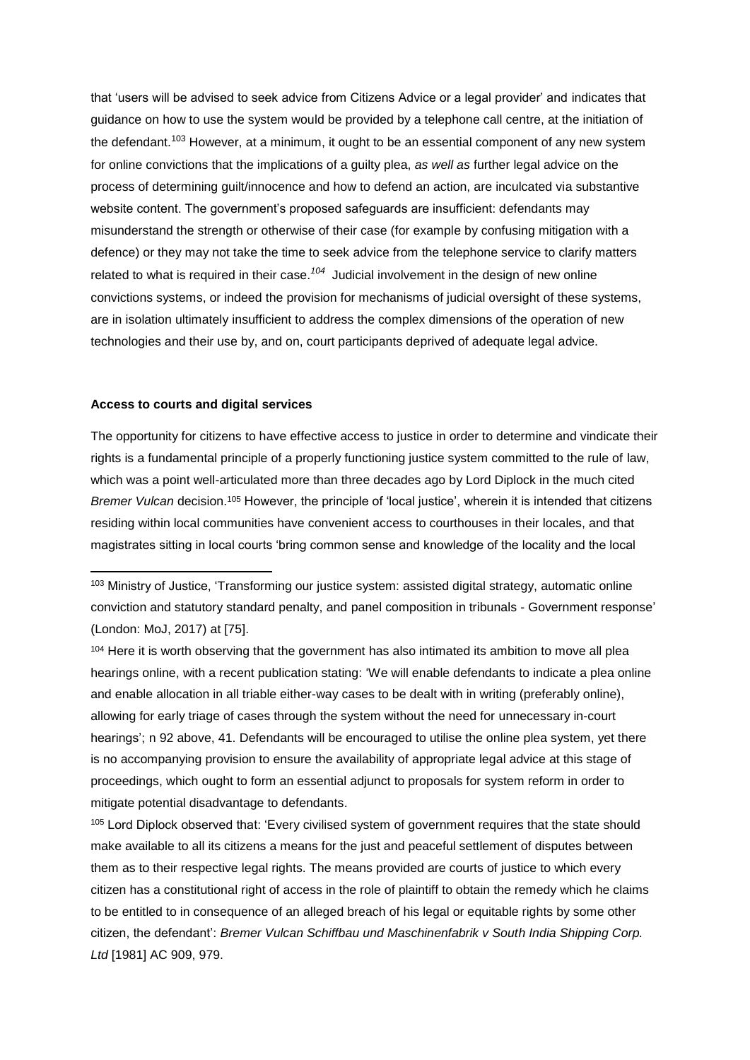that 'users will be advised to seek advice from Citizens Advice or a legal provider' and indicates that guidance on how to use the system would be provided by a telephone call centre, at the initiation of the defendant.[103] However, at a minimum, it ought to be an essential component of any new system for online convictions that the implications of a guilty plea, *as well as* further legal advice on the process of determining guilt/innocence and how to defend an action, are inculcated via substantive website content. The government's proposed safeguards are insufficient: defendants may misunderstand the strength or otherwise of their case (for example by confusing mitigation with a defence) or they may not take the time to seek advice from the telephone service to clarify matters related to what is required in their case.[104] Judicial involvement in the design of new online convictions systems, or indeed the provision for mechanisms of judicial oversight of these systems, are in isolation ultimately insufficient to address the complex dimensions of the operation of new technologies and their use by, and on, court participants deprived of adequate legal advice.

**Access to courts and digital services**

The opportunity for citizens to have effective access to justice in order to determine and vindicate their rights is a fundamental principle of a properly functioning justice system committed to the rule of law, which was a point well-articulated more than three decades ago by Lord Diplock in the much cited *Bremer Vulcan* decision.[105] However, the principle of 'local justice', wherein it is intended that citizens residing within local communities have convenient access to courthouses in their locales, and that magistrates sitting in local courts 'bring common sense and knowledge of the locality and the local

---

[103] Ministry of Justice, 'Transforming our justice system: assisted digital strategy, automatic online conviction and statutory standard penalty, and panel composition in tribunals - Government response' (London: MoJ, 2017) at [75].

[104] Here it is worth observing that the government has also intimated its ambition to move all plea hearings online, with a recent publication stating: 'We will enable defendants to indicate a plea online and enable allocation in all triable either-way cases to be dealt with in writing (preferably online), allowing for early triage of cases through the system without the need for unnecessary in-court hearings'; n 92 above, 41. Defendants will be encouraged to utilise the online plea system, yet there is no accompanying provision to ensure the availability of appropriate legal advice at this stage of proceedings, which ought to form an essential adjunct to proposals for system reform in order to mitigate potential disadvantage to defendants.

[105] Lord Diplock observed that: 'Every civilised system of government requires that the state should make available to all its citizens a means for the just and peaceful settlement of disputes between them as to their respective legal rights. The means provided are courts of justice to which every citizen has a constitutional right of access in the role of plaintiff to obtain the remedy which he claims to be entitled to in consequence of an alleged breach of his legal or equitable rights by some other citizen, the defendant': *Bremer Vulcan Schiffbau und Maschinenfabrik v South India Shipping Corp. Ltd* [1981] AC 909, 979.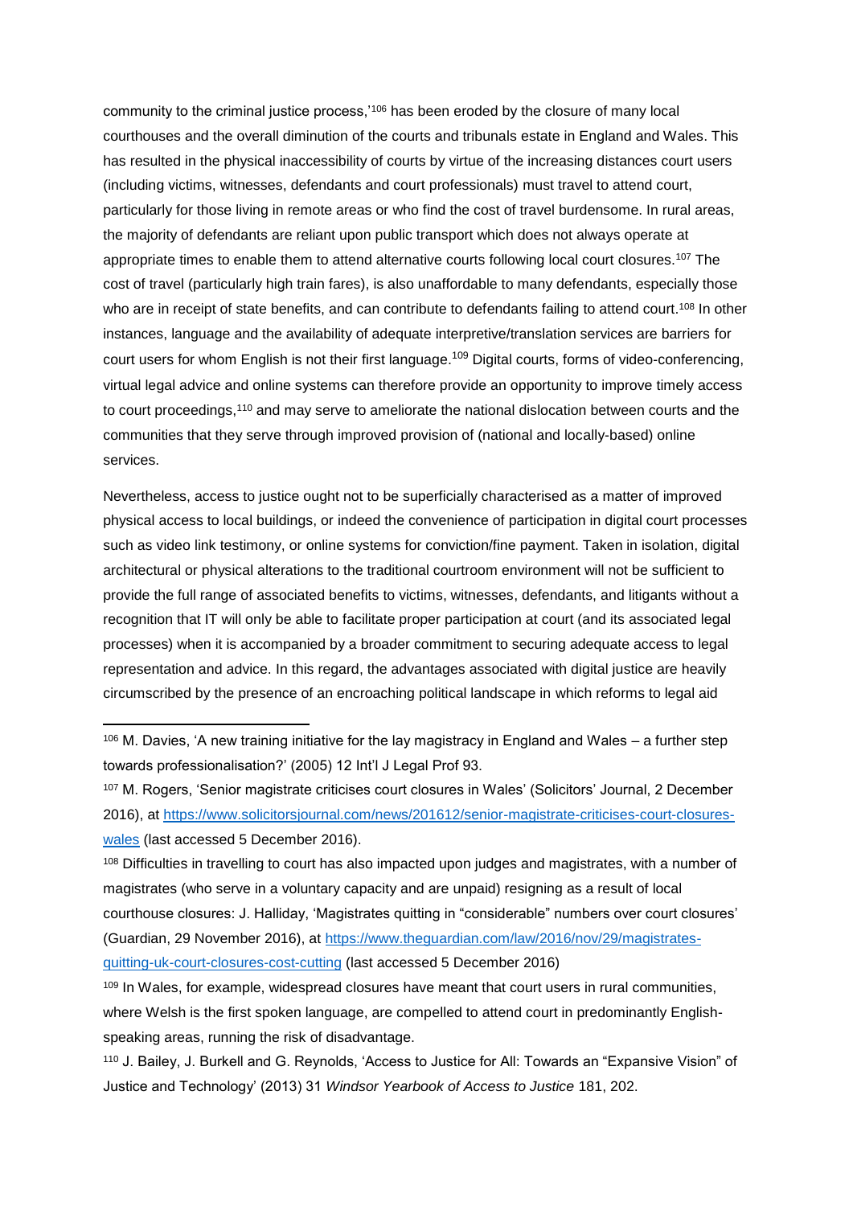community to the criminal justice process,'[106] has been eroded by the closure of many local courthouses and the overall diminution of the courts and tribunals estate in England and Wales. This has resulted in the physical inaccessibility of courts by virtue of the increasing distances court users (including victims, witnesses, defendants and court professionals) must travel to attend court, particularly for those living in remote areas or who find the cost of travel burdensome. In rural areas, the majority of defendants are reliant upon public transport which does not always operate at appropriate times to enable them to attend alternative courts following local court closures.[107] The cost of travel (particularly high train fares), is also unaffordable to many defendants, especially those who are in receipt of state benefits, and can contribute to defendants failing to attend court.[108] In other instances, language and the availability of adequate interpretive/translation services are barriers for court users for whom English is not their first language.[109] Digital courts, forms of video-conferencing, virtual legal advice and online systems can therefore provide an opportunity to improve timely access to court proceedings,[110] and may serve to ameliorate the national dislocation between courts and the communities that they serve through improved provision of (national and locally-based) online services.

Nevertheless, access to justice ought not to be superficially characterised as a matter of improved physical access to local buildings, or indeed the convenience of participation in digital court processes such as video link testimony, or online systems for conviction/fine payment. Taken in isolation, digital architectural or physical alterations to the traditional courtroom environment will not be sufficient to provide the full range of associated benefits to victims, witnesses, defendants, and litigants without a recognition that IT will only be able to facilitate proper participation at court (and its associated legal processes) when it is accompanied by a broader commitment to securing adequate access to legal representation and advice. In this regard, the advantages associated with digital justice are heavily circumscribed by the presence of an encroaching political landscape in which reforms to legal aid

---

[106] M. Davies, 'A new training initiative for the lay magistracy in England and Wales – a further step towards professionalisation?' (2005) 12 Int'l J Legal Prof 93.

[107] M. Rogers, 'Senior magistrate criticises court closures in Wales' (Solicitors' Journal, 2 December 2016), at https://www.solicitorsjournal.com/news/201612/senior-magistrate-criticises-court-closures-wales (last accessed 5 December 2016).

[108] Difficulties in travelling to court has also impacted upon judges and magistrates, with a number of magistrates (who serve in a voluntary capacity and are unpaid) resigning as a result of local courthouse closures: J. Halliday, 'Magistrates quitting in "considerable" numbers over court closures' (Guardian, 29 November 2016), at https://www.theguardian.com/law/2016/nov/29/magistrates-quitting-uk-court-closures-cost-cutting (last accessed 5 December 2016)

[109] In Wales, for example, widespread closures have meant that court users in rural communities, where Welsh is the first spoken language, are compelled to attend court in predominantly English-speaking areas, running the risk of disadvantage.

[110] J. Bailey, J. Burkell and G. Reynolds, 'Access to Justice for All: Towards an "Expansive Vision" of Justice and Technology' (2013) 31 *Windsor Yearbook of Access to Justice* 181, 202.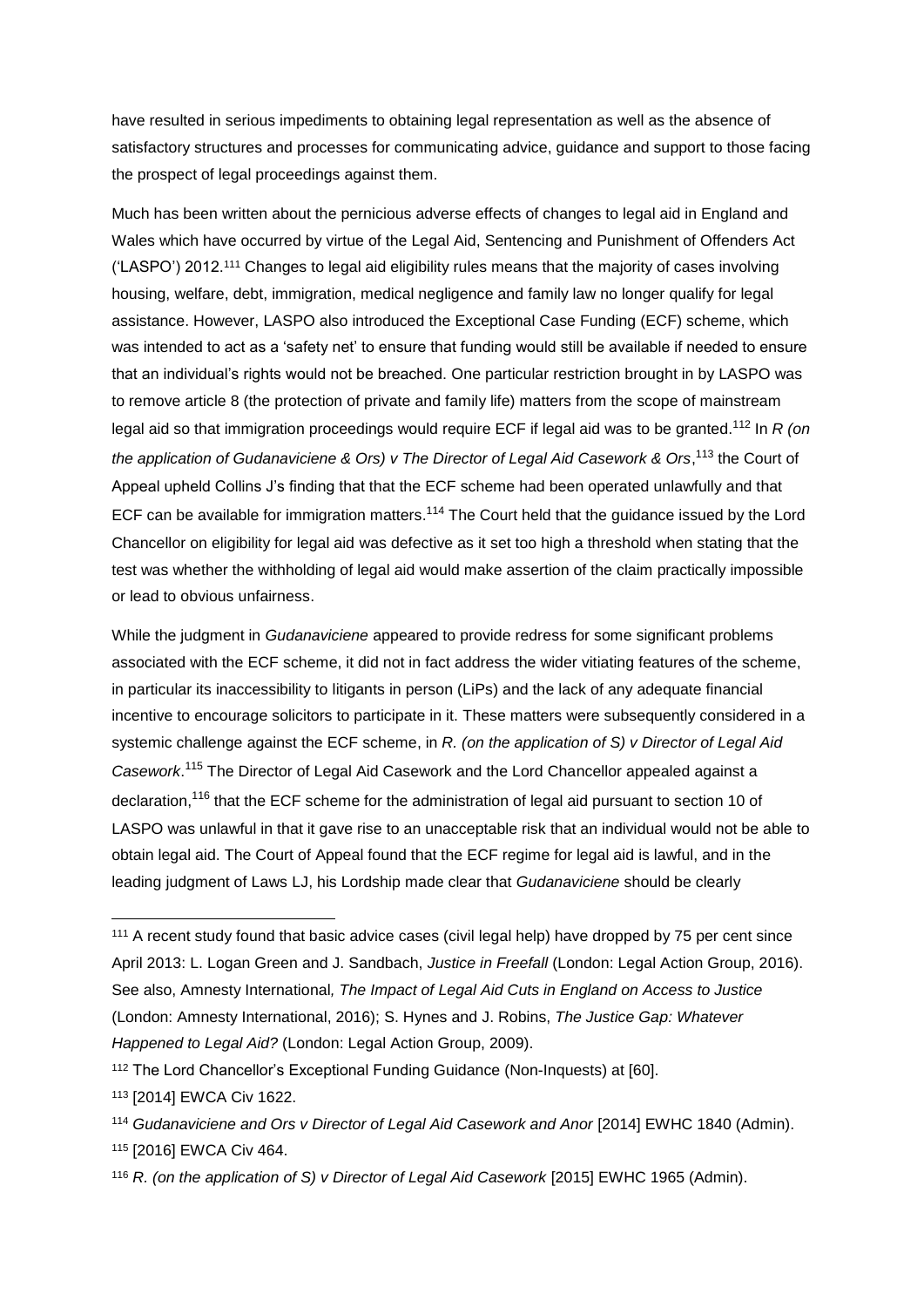have resulted in serious impediments to obtaining legal representation as well as the absence of satisfactory structures and processes for communicating advice, guidance and support to those facing the prospect of legal proceedings against them.

Much has been written about the pernicious adverse effects of changes to legal aid in England and Wales which have occurred by virtue of the Legal Aid, Sentencing and Punishment of Offenders Act ('LASPO') 2012.[111] Changes to legal aid eligibility rules means that the majority of cases involving housing, welfare, debt, immigration, medical negligence and family law no longer qualify for legal assistance. However, LASPO also introduced the Exceptional Case Funding (ECF) scheme, which was intended to act as a 'safety net' to ensure that funding would still be available if needed to ensure that an individual's rights would not be breached. One particular restriction brought in by LASPO was to remove article 8 (the protection of private and family life) matters from the scope of mainstream legal aid so that immigration proceedings would require ECF if legal aid was to be granted.[112] In *R (on the application of Gudanaviciene & Ors) v The Director of Legal Aid Casework & Ors*,[113] the Court of Appeal upheld Collins J's finding that that the ECF scheme had been operated unlawfully and that ECF can be available for immigration matters.[114] The Court held that the guidance issued by the Lord Chancellor on eligibility for legal aid was defective as it set too high a threshold when stating that the test was whether the withholding of legal aid would make assertion of the claim practically impossible or lead to obvious unfairness.

While the judgment in *Gudanaviciene* appeared to provide redress for some significant problems associated with the ECF scheme, it did not in fact address the wider vitiating features of the scheme, in particular its inaccessibility to litigants in person (LiPs) and the lack of any adequate financial incentive to encourage solicitors to participate in it. These matters were subsequently considered in a systemic challenge against the ECF scheme, in *R. (on the application of S) v Director of Legal Aid Casework*.[115] The Director of Legal Aid Casework and the Lord Chancellor appealed against a declaration,[116] that the ECF scheme for the administration of legal aid pursuant to section 10 of LASPO was unlawful in that it gave rise to an unacceptable risk that an individual would not be able to obtain legal aid. The Court of Appeal found that the ECF regime for legal aid is lawful, and in the leading judgment of Laws LJ, his Lordship made clear that *Gudanaviciene* should be clearly

---

[111] A recent study found that basic advice cases (civil legal help) have dropped by 75 per cent since April 2013: L. Logan Green and J. Sandbach, *Justice in Freefall* (London: Legal Action Group, 2016). See also, Amnesty International*, The Impact of Legal Aid Cuts in England on Access to Justice* (London: Amnesty International, 2016); S. Hynes and J. Robins, *The Justice Gap: Whatever Happened to Legal Aid?* (London: Legal Action Group, 2009).

[112] The Lord Chancellor's Exceptional Funding Guidance (Non-Inquests) at [60].

[113] [2014] EWCA Civ 1622.

[114] *Gudanaviciene and Ors v Director of Legal Aid Casework and Anor* [2014] EWHC 1840 (Admin).

[115] [2016] EWCA Civ 464.

[116] *R. (on the application of S) v Director of Legal Aid Casework* [2015] EWHC 1965 (Admin).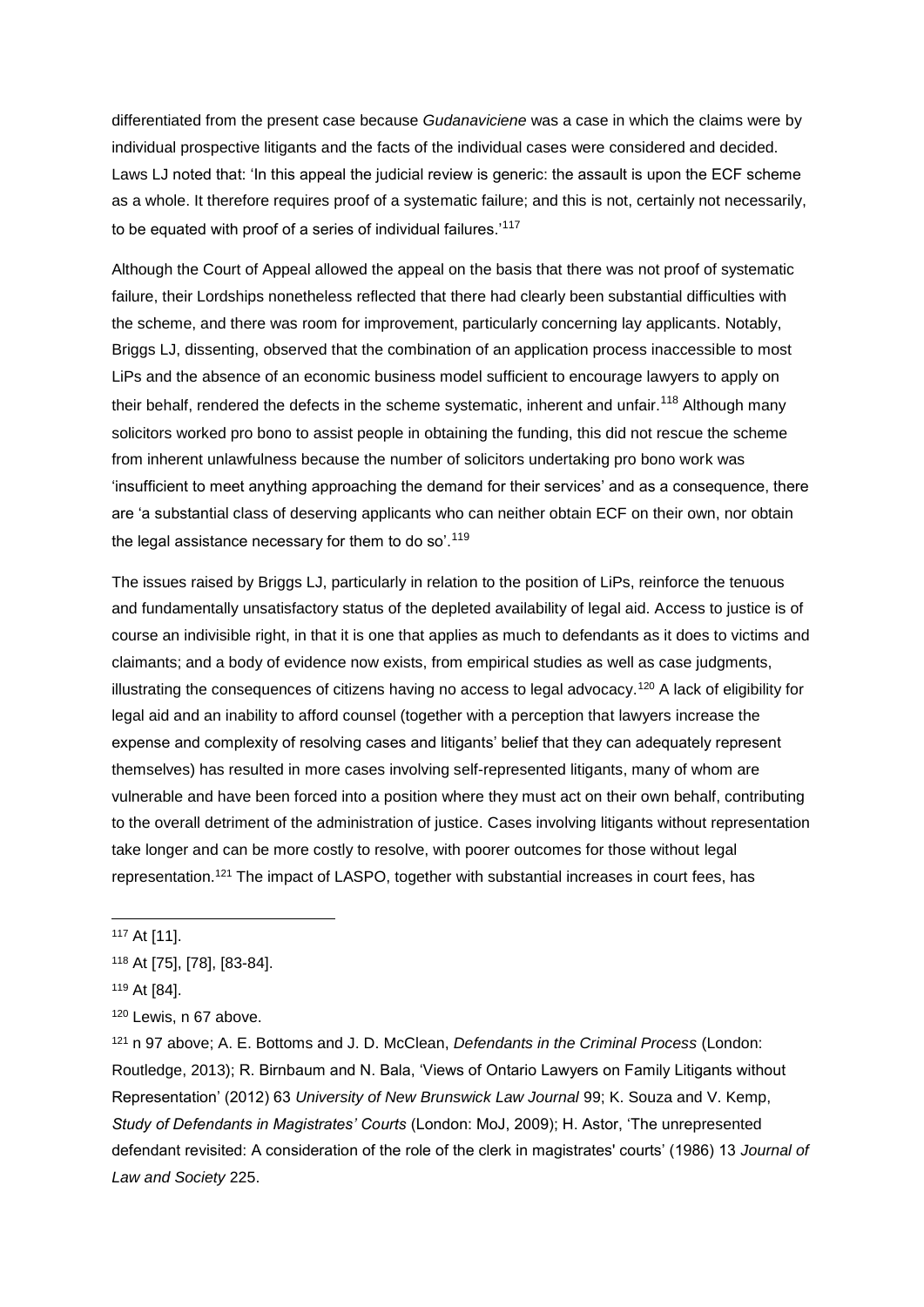differentiated from the present case because *Gudanaviciene* was a case in which the claims were by individual prospective litigants and the facts of the individual cases were considered and decided. Laws LJ noted that: 'In this appeal the judicial review is generic: the assault is upon the ECF scheme as a whole. It therefore requires proof of a systematic failure; and this is not, certainly not necessarily, to be equated with proof of a series of individual failures.'[117]

Although the Court of Appeal allowed the appeal on the basis that there was not proof of systematic failure, their Lordships nonetheless reflected that there had clearly been substantial difficulties with the scheme, and there was room for improvement, particularly concerning lay applicants. Notably, Briggs LJ, dissenting, observed that the combination of an application process inaccessible to most LiPs and the absence of an economic business model sufficient to encourage lawyers to apply on their behalf, rendered the defects in the scheme systematic, inherent and unfair.[118] Although many solicitors worked pro bono to assist people in obtaining the funding, this did not rescue the scheme from inherent unlawfulness because the number of solicitors undertaking pro bono work was 'insufficient to meet anything approaching the demand for their services' and as a consequence, there are 'a substantial class of deserving applicants who can neither obtain ECF on their own, nor obtain the legal assistance necessary for them to do so'.[119]

The issues raised by Briggs LJ, particularly in relation to the position of LiPs, reinforce the tenuous and fundamentally unsatisfactory status of the depleted availability of legal aid. Access to justice is of course an indivisible right, in that it is one that applies as much to defendants as it does to victims and claimants; and a body of evidence now exists, from empirical studies as well as case judgments, illustrating the consequences of citizens having no access to legal advocacy.[120] A lack of eligibility for legal aid and an inability to afford counsel (together with a perception that lawyers increase the expense and complexity of resolving cases and litigants' belief that they can adequately represent themselves) has resulted in more cases involving self-represented litigants, many of whom are vulnerable and have been forced into a position where they must act on their own behalf, contributing to the overall detriment of the administration of justice. Cases involving litigants without representation take longer and can be more costly to resolve, with poorer outcomes for those without legal representation.[121] The impact of LASPO, together with substantial increases in court fees, has

---

[117] At [11].

[118] At [75], [78], [83-84].

[119] At [84].

[120] Lewis, n 67 above.

[121] n 97 above; A. E. Bottoms and J. D. McClean, *Defendants in the Criminal Process* (London: Routledge, 2013); R. Birnbaum and N. Bala, 'Views of Ontario Lawyers on Family Litigants without Representation' (2012) 63 *University of New Brunswick Law Journal* 99; K. Souza and V. Kemp, *Study of Defendants in Magistrates' Courts* (London: MoJ, 2009); H. Astor, 'The unrepresented defendant revisited: A consideration of the role of the clerk in magistrates' courts' (1986) 13 *Journal of Law and Society* 225.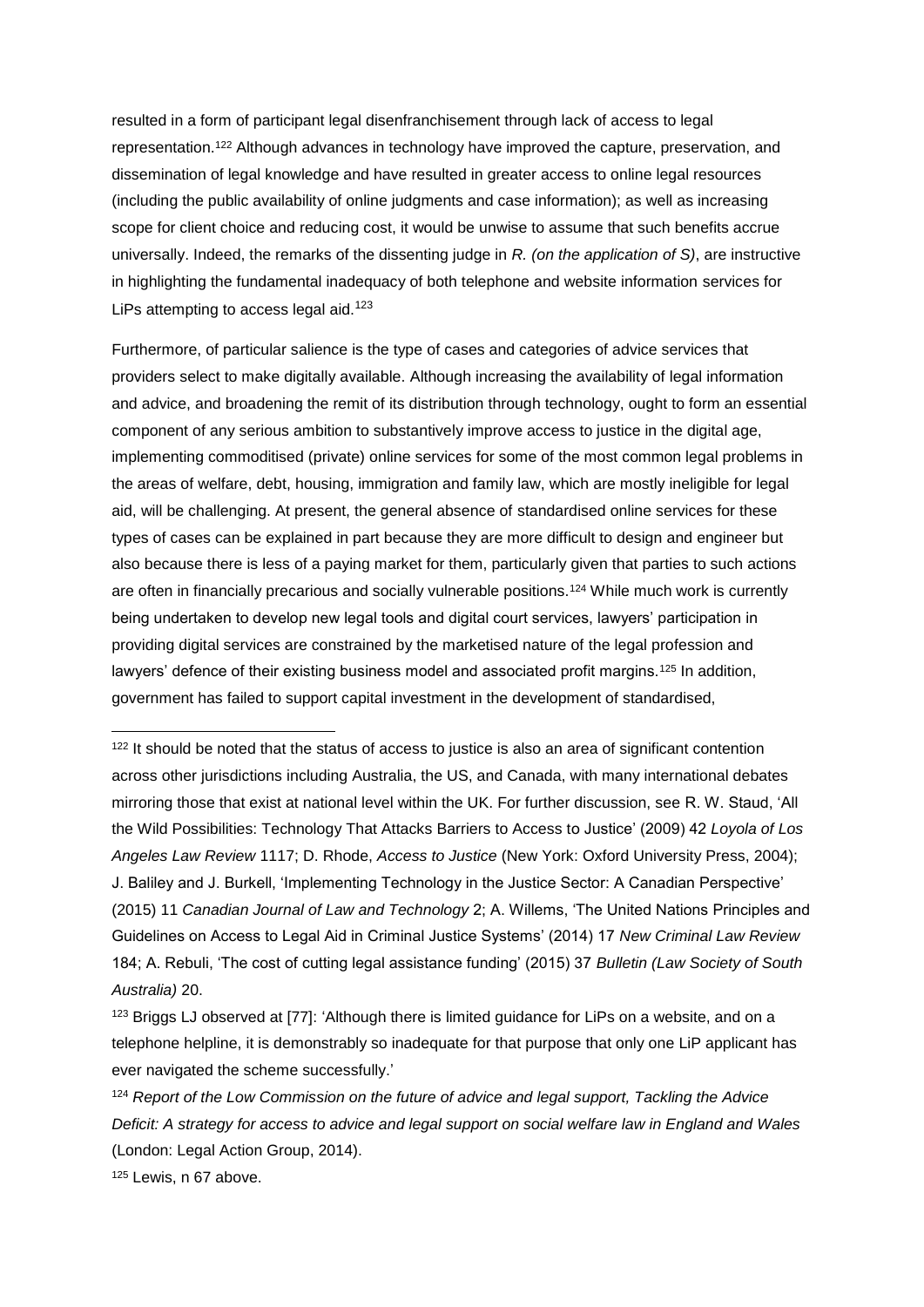resulted in a form of participant legal disenfranchisement through lack of access to legal representation.[122] Although advances in technology have improved the capture, preservation, and dissemination of legal knowledge and have resulted in greater access to online legal resources (including the public availability of online judgments and case information); as well as increasing scope for client choice and reducing cost, it would be unwise to assume that such benefits accrue universally. Indeed, the remarks of the dissenting judge in *R. (on the application of S)*, are instructive in highlighting the fundamental inadequacy of both telephone and website information services for LiPs attempting to access legal aid.[123]

Furthermore, of particular salience is the type of cases and categories of advice services that providers select to make digitally available. Although increasing the availability of legal information and advice, and broadening the remit of its distribution through technology, ought to form an essential component of any serious ambition to substantively improve access to justice in the digital age, implementing commoditised (private) online services for some of the most common legal problems in the areas of welfare, debt, housing, immigration and family law, which are mostly ineligible for legal aid, will be challenging. At present, the general absence of standardised online services for these types of cases can be explained in part because they are more difficult to design and engineer but also because there is less of a paying market for them, particularly given that parties to such actions are often in financially precarious and socially vulnerable positions.[124] While much work is currently being undertaken to develop new legal tools and digital court services, lawyers' participation in providing digital services are constrained by the marketised nature of the legal profession and lawyers' defence of their existing business model and associated profit margins.[125] In addition, government has failed to support capital investment in the development of standardised,

---

[122] It should be noted that the status of access to justice is also an area of significant contention across other jurisdictions including Australia, the US, and Canada, with many international debates mirroring those that exist at national level within the UK. For further discussion, see R. W. Staud, 'All the Wild Possibilities: Technology That Attacks Barriers to Access to Justice' (2009) 42 *Loyola of Los Angeles Law Review* 1117; D. Rhode, *Access to Justice* (New York: Oxford University Press, 2004); J. Baliley and J. Burkell, 'Implementing Technology in the Justice Sector: A Canadian Perspective' (2015) 11 *Canadian Journal of Law and Technology* 2; A. Willems, 'The United Nations Principles and Guidelines on Access to Legal Aid in Criminal Justice Systems' (2014) 17 *New Criminal Law Review* 184; A. Rebuli, 'The cost of cutting legal assistance funding' (2015) 37 *Bulletin (Law Society of South Australia)* 20.

[123] Briggs LJ observed at [77]: 'Although there is limited guidance for LiPs on a website, and on a telephone helpline, it is demonstrably so inadequate for that purpose that only one LiP applicant has ever navigated the scheme successfully.'

[124] *Report of the Low Commission on the future of advice and legal support, Tackling the Advice Deficit: A strategy for access to advice and legal support on social welfare law in England and Wales* (London: Legal Action Group, 2014).

[125] Lewis, n 67 above.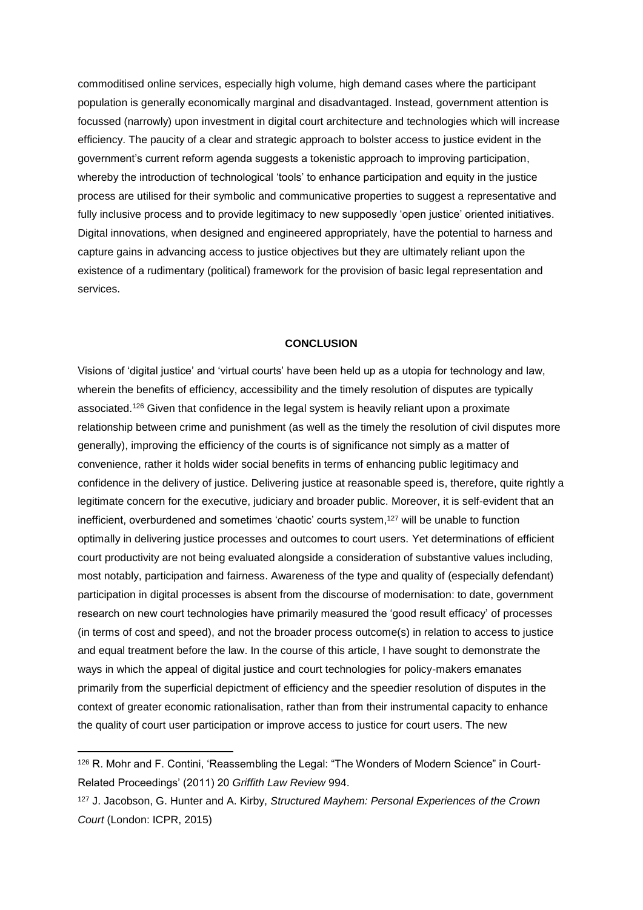commoditised online services, especially high volume, high demand cases where the participant population is generally economically marginal and disadvantaged. Instead, government attention is focussed (narrowly) upon investment in digital court architecture and technologies which will increase efficiency. The paucity of a clear and strategic approach to bolster access to justice evident in the government's current reform agenda suggests a tokenistic approach to improving participation, whereby the introduction of technological 'tools' to enhance participation and equity in the justice process are utilised for their symbolic and communicative properties to suggest a representative and fully inclusive process and to provide legitimacy to new supposedly 'open justice' oriented initiatives. Digital innovations, when designed and engineered appropriately, have the potential to harness and capture gains in advancing access to justice objectives but they are ultimately reliant upon the existence of a rudimentary (political) framework for the provision of basic legal representation and services.

## CONCLUSION

Visions of 'digital justice' and 'virtual courts' have been held up as a utopia for technology and law, wherein the benefits of efficiency, accessibility and the timely resolution of disputes are typically associated.[126] Given that confidence in the legal system is heavily reliant upon a proximate relationship between crime and punishment (as well as the timely the resolution of civil disputes more generally), improving the efficiency of the courts is of significance not simply as a matter of convenience, rather it holds wider social benefits in terms of enhancing public legitimacy and confidence in the delivery of justice. Delivering justice at reasonable speed is, therefore, quite rightly a legitimate concern for the executive, judiciary and broader public. Moreover, it is self-evident that an inefficient, overburdened and sometimes 'chaotic' courts system,[127] will be unable to function optimally in delivering justice processes and outcomes to court users. Yet determinations of efficient court productivity are not being evaluated alongside a consideration of substantive values including, most notably, participation and fairness. Awareness of the type and quality of (especially defendant) participation in digital processes is absent from the discourse of modernisation: to date, government research on new court technologies have primarily measured the 'good result efficacy' of processes (in terms of cost and speed), and not the broader process outcome(s) in relation to access to justice and equal treatment before the law. In the course of this article, I have sought to demonstrate the ways in which the appeal of digital justice and court technologies for policy-makers emanates primarily from the superficial depictment of efficiency and the speedier resolution of disputes in the context of greater economic rationalisation, rather than from their instrumental capacity to enhance the quality of court user participation or improve access to justice for court users. The new

[126] R. Mohr and F. Contini, 'Reassembling the Legal: "The Wonders of Modern Science" in Court-Related Proceedings' (2011) 20 *Griffith Law Review* 994.

[127] J. Jacobson, G. Hunter and A. Kirby, *Structured Mayhem: Personal Experiences of the Crown Court* (London: ICPR, 2015)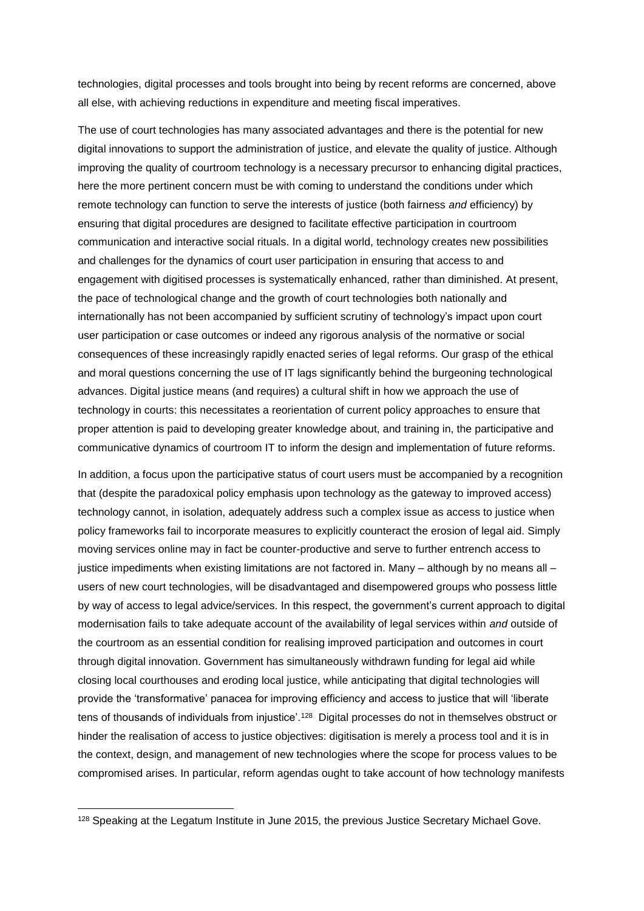technologies, digital processes and tools brought into being by recent reforms are concerned, above all else, with achieving reductions in expenditure and meeting fiscal imperatives.

The use of court technologies has many associated advantages and there is the potential for new digital innovations to support the administration of justice, and elevate the quality of justice. Although improving the quality of courtroom technology is a necessary precursor to enhancing digital practices, here the more pertinent concern must be with coming to understand the conditions under which remote technology can function to serve the interests of justice (both fairness *and* efficiency) by ensuring that digital procedures are designed to facilitate effective participation in courtroom communication and interactive social rituals. In a digital world, technology creates new possibilities and challenges for the dynamics of court user participation in ensuring that access to and engagement with digitised processes is systematically enhanced, rather than diminished. At present, the pace of technological change and the growth of court technologies both nationally and internationally has not been accompanied by sufficient scrutiny of technology's impact upon court user participation or case outcomes or indeed any rigorous analysis of the normative or social consequences of these increasingly rapidly enacted series of legal reforms. Our grasp of the ethical and moral questions concerning the use of IT lags significantly behind the burgeoning technological advances. Digital justice means (and requires) a cultural shift in how we approach the use of technology in courts: this necessitates a reorientation of current policy approaches to ensure that proper attention is paid to developing greater knowledge about, and training in, the participative and communicative dynamics of courtroom IT to inform the design and implementation of future reforms.

In addition, a focus upon the participative status of court users must be accompanied by a recognition that (despite the paradoxical policy emphasis upon technology as the gateway to improved access) technology cannot, in isolation, adequately address such a complex issue as access to justice when policy frameworks fail to incorporate measures to explicitly counteract the erosion of legal aid. Simply moving services online may in fact be counter-productive and serve to further entrench access to justice impediments when existing limitations are not factored in. Many – although by no means all – users of new court technologies, will be disadvantaged and disempowered groups who possess little by way of access to legal advice/services. In this respect, the government's current approach to digital modernisation fails to take adequate account of the availability of legal services within *and* outside of the courtroom as an essential condition for realising improved participation and outcomes in court through digital innovation. Government has simultaneously withdrawn funding for legal aid while closing local courthouses and eroding local justice, while anticipating that digital technologies will provide the 'transformative' panacea for improving efficiency and access to justice that will 'liberate tens of thousands of individuals from injustice'.[128] Digital processes do not in themselves obstruct or hinder the realisation of access to justice objectives: digitisation is merely a process tool and it is in the context, design, and management of new technologies where the scope for process values to be compromised arises. In particular, reform agendas ought to take account of how technology manifests

---

[128] Speaking at the Legatum Institute in June 2015, the previous Justice Secretary Michael Gove.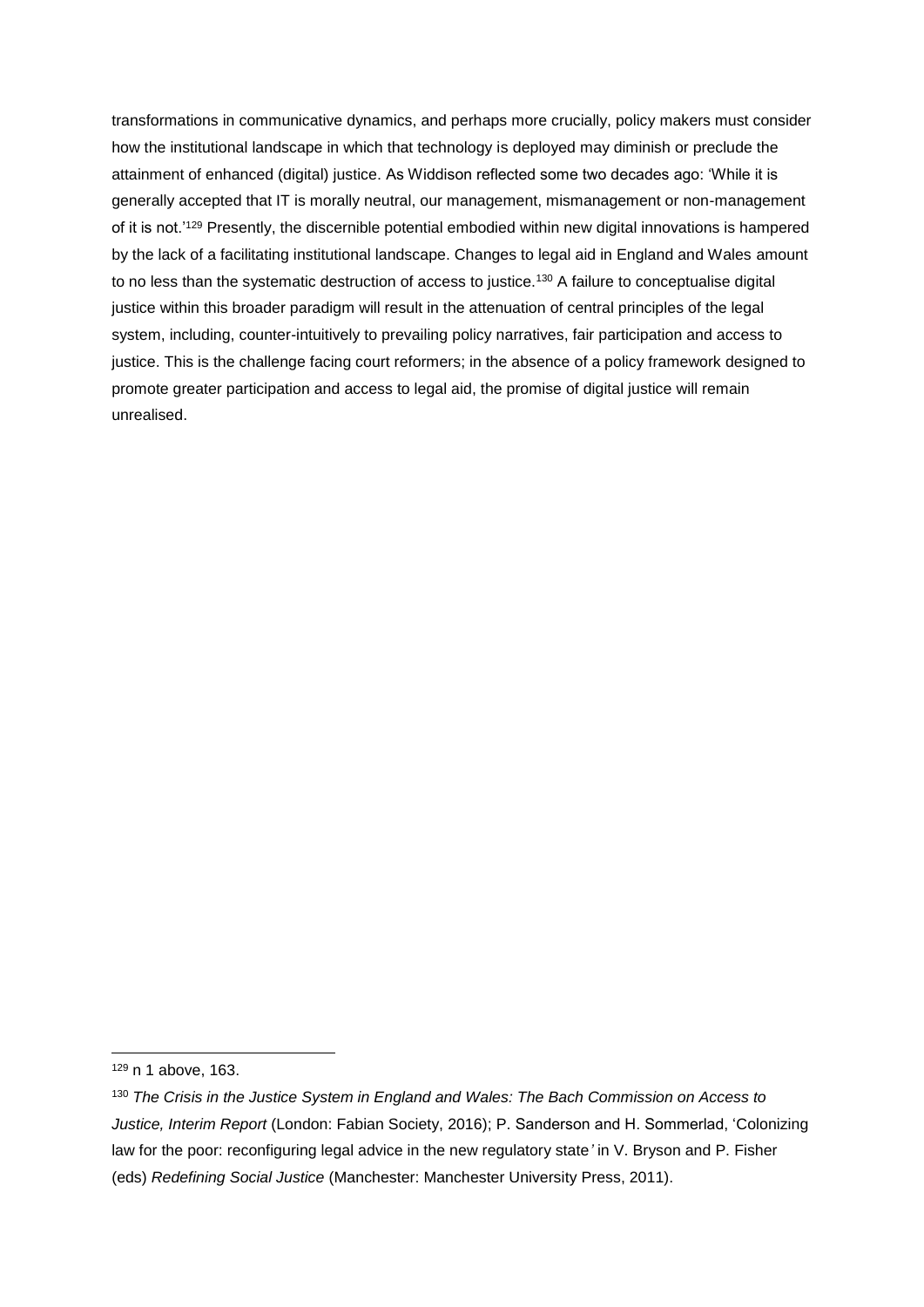transformations in communicative dynamics, and perhaps more crucially, policy makers must consider how the institutional landscape in which that technology is deployed may diminish or preclude the attainment of enhanced (digital) justice. As Widdison reflected some two decades ago: 'While it is generally accepted that IT is morally neutral, our management, mismanagement or non-management of it is not.'[129] Presently, the discernible potential embodied within new digital innovations is hampered by the lack of a facilitating institutional landscape. Changes to legal aid in England and Wales amount to no less than the systematic destruction of access to justice.[130] A failure to conceptualise digital justice within this broader paradigm will result in the attenuation of central principles of the legal system, including, counter-intuitively to prevailing policy narratives, fair participation and access to justice. This is the challenge facing court reformers; in the absence of a policy framework designed to promote greater participation and access to legal aid, the promise of digital justice will remain unrealised.

---

[129] n 1 above, 163.

[130] *The Crisis in the Justice System in England and Wales: The Bach Commission on Access to Justice, Interim Report* (London: Fabian Society, 2016); P. Sanderson and H. Sommerlad, 'Colonizing law for the poor: reconfiguring legal advice in the new regulatory state' in V. Bryson and P. Fisher (eds) *Redefining Social Justice* (Manchester: Manchester University Press, 2011).